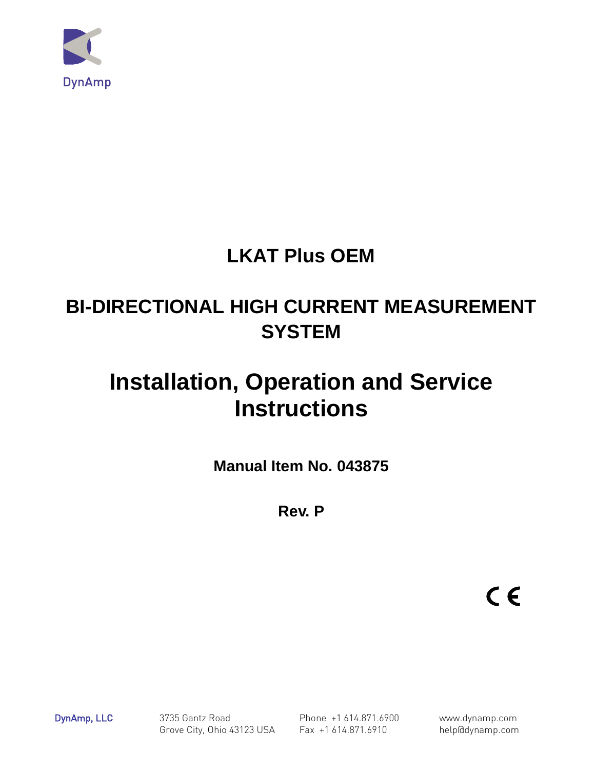DynAmp

# LKAT Plus OEM

## BI-DIRECTIONAL HIGH CURRENT MEASUREMENT SYSTEM

# Installation, Operation and Service Instructions

**Manual Item No. 043875**

**Rev. P**

CE

DynAmp, LLC

3735 Gantz Road
Grove City, Ohio 43123 USA

Phone +1 614.871.6900
Fax +1 614.871.6910

www.dynamp.com
help@dynamp.com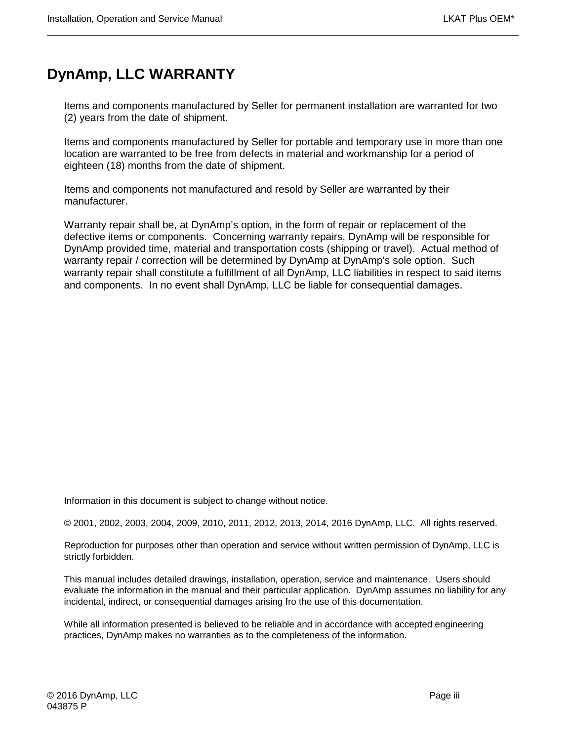# DynAmp, LLC WARRANTY

Items and components manufactured by Seller for permanent installation are warranted for two (2) years from the date of shipment.

Items and components manufactured by Seller for portable and temporary use in more than one location are warranted to be free from defects in material and workmanship for a period of eighteen (18) months from the date of shipment.

Items and components not manufactured and resold by Seller are warranted by their manufacturer.

Warranty repair shall be, at DynAmp's option, in the form of repair or replacement of the defective items or components. Concerning warranty repairs, DynAmp will be responsible for DynAmp provided time, material and transportation costs (shipping or travel). Actual method of warranty repair / correction will be determined by DynAmp at DynAmp's sole option. Such warranty repair shall constitute a fulfillment of all DynAmp, LLC liabilities in respect to said items and components. In no event shall DynAmp, LLC be liable for consequential damages.

Information in this document is subject to change without notice.

© 2001, 2002, 2003, 2004, 2009, 2010, 2011, 2012, 2013, 2014, 2016 DynAmp, LLC. All rights reserved.

Reproduction for purposes other than operation and service without written permission of DynAmp, LLC is strictly forbidden.

This manual includes detailed drawings, installation, operation, service and maintenance. Users should evaluate the information in the manual and their particular application. DynAmp assumes no liability for any incidental, indirect, or consequential damages arising fro the use of this documentation.

While all information presented is believed to be reliable and in accordance with accepted engineering practices, DynAmp makes no warranties as to the completeness of the information.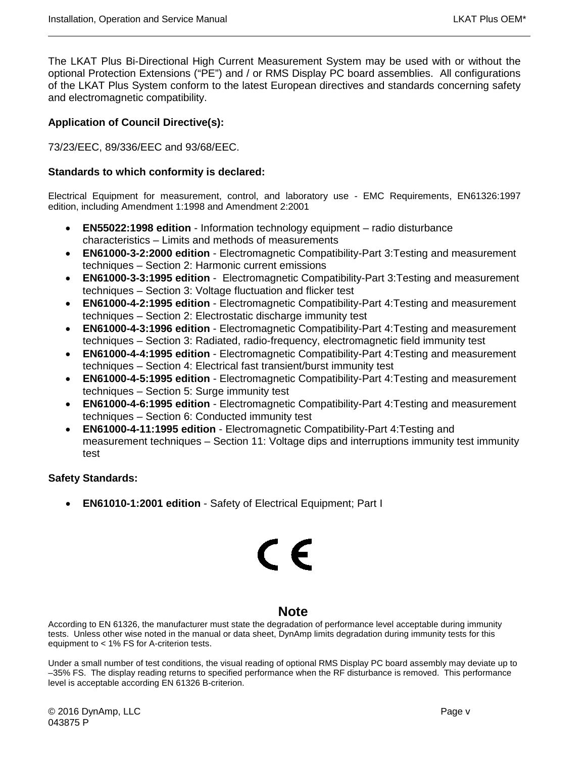The LKAT Plus Bi-Directional High Current Measurement System may be used with or without the optional Protection Extensions (“PE”) and / or RMS Display PC board assemblies. All configurations of the LKAT Plus System conform to the latest European directives and standards concerning safety and electromagnetic compatibility.

**Application of Council Directive(s):**

73/23/EEC, 89/336/EEC and 93/68/EEC.

**Standards to which conformity is declared:**

Electrical Equipment for measurement, control, and laboratory use - EMC Requirements, EN61326:1997 edition, including Amendment 1:1998 and Amendment 2:2001

- **EN55022:1998 edition** - Information technology equipment – radio disturbance characteristics – Limits and methods of measurements
- **EN61000-3-2:2000 edition** - Electromagnetic Compatibility-Part 3:Testing and measurement techniques – Section 2: Harmonic current emissions
- **EN61000-3-3:1995 edition** - Electromagnetic Compatibility-Part 3:Testing and measurement techniques – Section 3: Voltage fluctuation and flicker test
- **EN61000-4-2:1995 edition** - Electromagnetic Compatibility-Part 4:Testing and measurement techniques – Section 2: Electrostatic discharge immunity test
- **EN61000-4-3:1996 edition** - Electromagnetic Compatibility-Part 4:Testing and measurement techniques – Section 3: Radiated, radio-frequency, electromagnetic field immunity test
- **EN61000-4-4:1995 edition** - Electromagnetic Compatibility-Part 4:Testing and measurement techniques – Section 4: Electrical fast transient/burst immunity test
- **EN61000-4-5:1995 edition** - Electromagnetic Compatibility-Part 4:Testing and measurement techniques – Section 5: Surge immunity test
- **EN61000-4-6:1995 edition** - Electromagnetic Compatibility-Part 4:Testing and measurement techniques – Section 6: Conducted immunity test
- **EN61000-4-11:1995 edition** - Electromagnetic Compatibility-Part 4:Testing and measurement techniques – Section 11: Voltage dips and interruptions immunity test immunity test

**Safety Standards:**

- **EN61010-1:2001 edition** - Safety of Electrical Equipment; Part I

CE

## Note

According to EN 61326, the manufacturer must state the degradation of performance level acceptable during immunity tests. Unless other wise noted in the manual or data sheet, DynAmp limits degradation during immunity tests for this equipment to < 1% FS for A-criterion tests.

Under a small number of test conditions, the visual reading of optional RMS Display PC board assembly may deviate up to –35% FS. The display reading returns to specified performance when the RF disturbance is removed. This performance level is acceptable according EN 61326 B-criterion.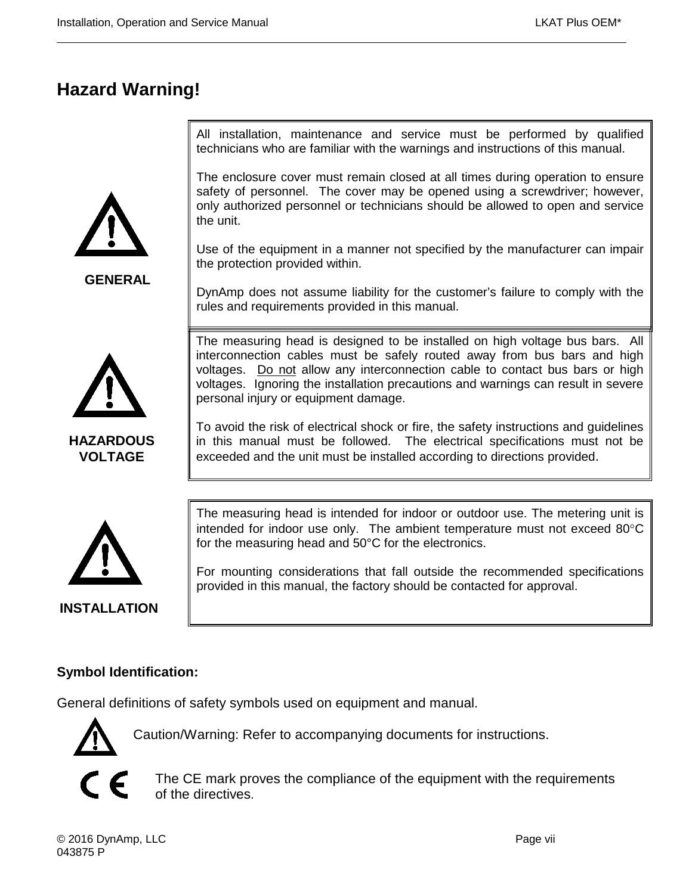# Hazard Warning!

| | |
|---|---|
| **GENERAL** | All installation, maintenance and service must be performed by qualified technicians who are familiar with the warnings and instructions of this manual.<br><br>The enclosure cover must remain closed at all times during operation to ensure safety of personnel. The cover may be opened using a screwdriver; however, only authorized personnel or technicians should be allowed to open and service the unit.<br><br>Use of the equipment in a manner not specified by the manufacturer can impair the protection provided within.<br><br>DynAmp does not assume liability for the customer's failure to comply with the rules and requirements provided in this manual. |
| **HAZARDOUS VOLTAGE** | The measuring head is designed to be installed on high voltage bus bars. All interconnection cables must be safely routed away from bus bars and high voltages. Do not allow any interconnection cable to contact bus bars or high voltages. Ignoring the installation precautions and warnings can result in severe personal injury or equipment damage.<br><br>To avoid the risk of electrical shock or fire, the safety instructions and guidelines in this manual must be followed. The electrical specifications must not be exceeded and the unit must be installed according to directions provided. |
| **INSTALLATION** | The measuring head is intended for indoor or outdoor use. The metering unit is intended for indoor use only. The ambient temperature must not exceed 80°C for the measuring head and 50°C for the electronics.<br><br>For mounting considerations that fall outside the recommended specifications provided in this manual, the factory should be contacted for approval. |

**Symbol Identification:**

General definitions of safety symbols used on equipment and manual.

Caution/Warning: Refer to accompanying documents for instructions.

CE: The CE mark proves the compliance of the equipment with the requirements of the directives.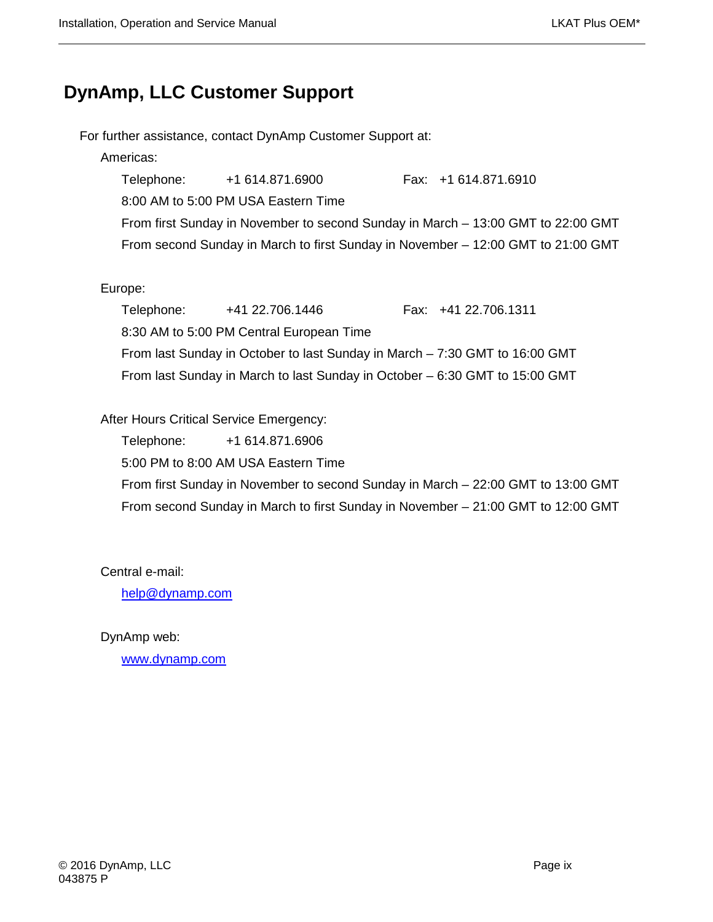# DynAmp, LLC Customer Support

For further assistance, contact DynAmp Customer Support at:

Americas:

Telephone: +1 614.871.6900 Fax: +1 614.871.6910

8:00 AM to 5:00 PM USA Eastern Time

From first Sunday in November to second Sunday in March – 13:00 GMT to 22:00 GMT

From second Sunday in March to first Sunday in November – 12:00 GMT to 21:00 GMT

Europe:

Telephone: +41 22.706.1446 Fax: +41 22.706.1311

8:30 AM to 5:00 PM Central European Time

From last Sunday in October to last Sunday in March – 7:30 GMT to 16:00 GMT

From last Sunday in March to last Sunday in October – 6:30 GMT to 15:00 GMT

After Hours Critical Service Emergency:

Telephone: +1 614.871.6906

5:00 PM to 8:00 AM USA Eastern Time

From first Sunday in November to second Sunday in March – 22:00 GMT to 13:00 GMT

From second Sunday in March to first Sunday in November – 21:00 GMT to 12:00 GMT

Central e-mail:

help@dynamp.com

DynAmp web:

www.dynamp.com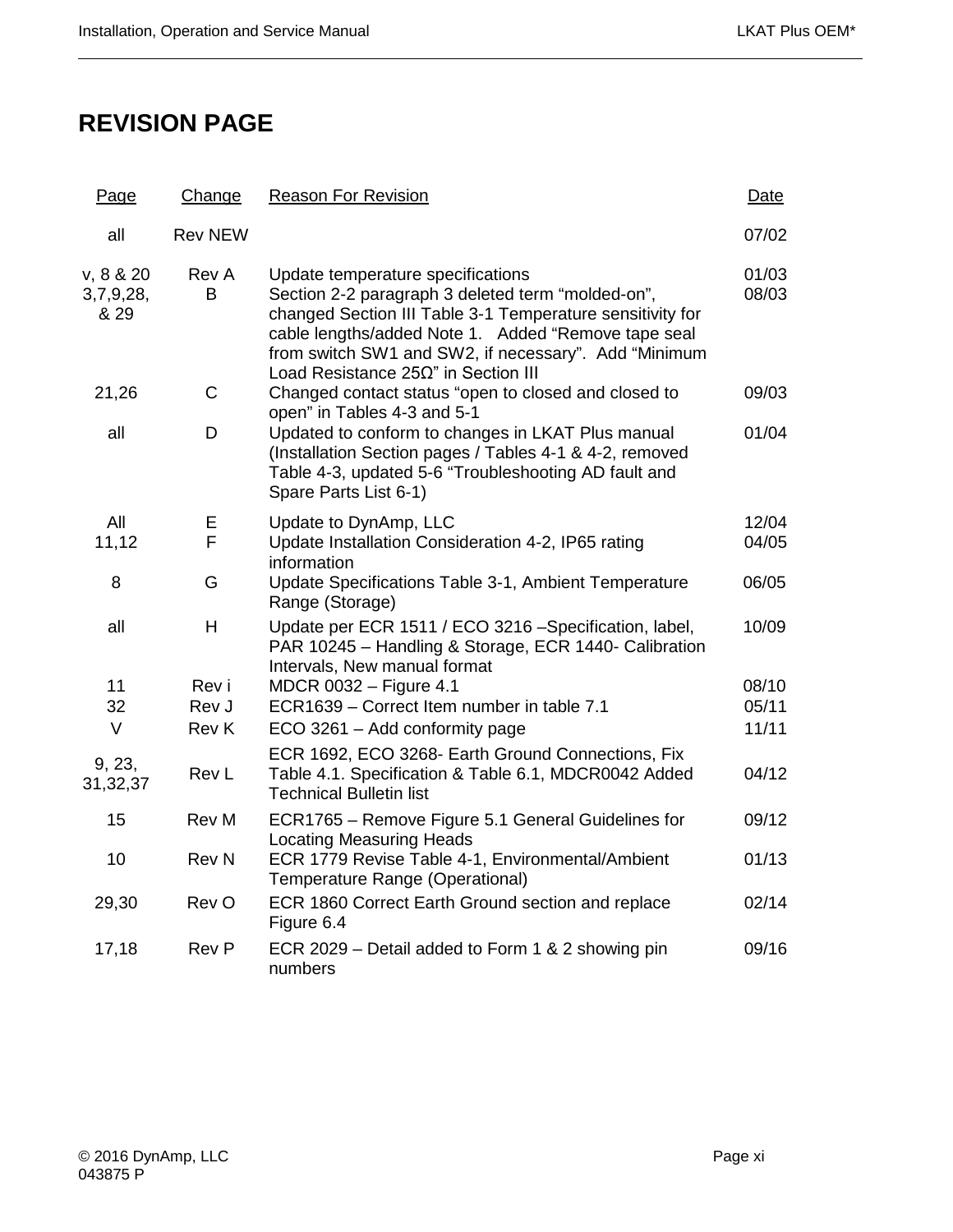# REVISION PAGE

| Page | Change | Reason For Revision | Date |
|---|---|---|---|
| all | Rev NEW | | 07/02 |
| v, 8 & 20 | Rev A | Update temperature specifications | 01/03 |
| 3,7,9,28, & 29 | B | Section 2-2 paragraph 3 deleted term “molded-on”, changed Section III Table 3-1 Temperature sensitivity for cable lengths/added Note 1. Added “Remove tape seal from switch SW1 and SW2, if necessary”. Add “Minimum Load Resistance 25Ω” in Section III | 08/03 |
| 21,26 | C | Changed contact status “open to closed and closed to open” in Tables 4-3 and 5-1 | 09/03 |
| all | D | Updated to conform to changes in LKAT Plus manual (Installation Section pages / Tables 4-1 & 4-2, removed Table 4-3, updated 5-6 “Troubleshooting AD fault and Spare Parts List 6-1) | 01/04 |
| All | E | Update to DynAmp, LLC | 12/04 |
| 11,12 | F | Update Installation Consideration 4-2, IP65 rating information | 04/05 |
| 8 | G | Update Specifications Table 3-1, Ambient Temperature Range (Storage) | 06/05 |
| all | H | Update per ECR 1511 / ECO 3216 –Specification, label, PAR 10245 – Handling & Storage, ECR 1440- Calibration Intervals, New manual format | 10/09 |
| 11 | Rev i | MDCR 0032 – Figure 4.1 | 08/10 |
| 32 | Rev J | ECR1639 – Correct Item number in table 7.1 | 05/11 |
| V | Rev K | ECO 3261 – Add conformity page | 11/11 |
| 9, 23, 31,32,37 | Rev L | ECR 1692, ECO 3268- Earth Ground Connections, Fix Table 4.1. Specification & Table 6.1, MDCR0042 Added Technical Bulletin list | 04/12 |
| 15 | Rev M | ECR1765 – Remove Figure 5.1 General Guidelines for Locating Measuring Heads | 09/12 |
| 10 | Rev N | ECR 1779 Revise Table 4-1, Environmental/Ambient Temperature Range (Operational) | 01/13 |
| 29,30 | Rev O | ECR 1860 Correct Earth Ground section and replace Figure 6.4 | 02/14 |
| 17,18 | Rev P | ECR 2029 – Detail added to Form 1 & 2 showing pin numbers | 09/16 |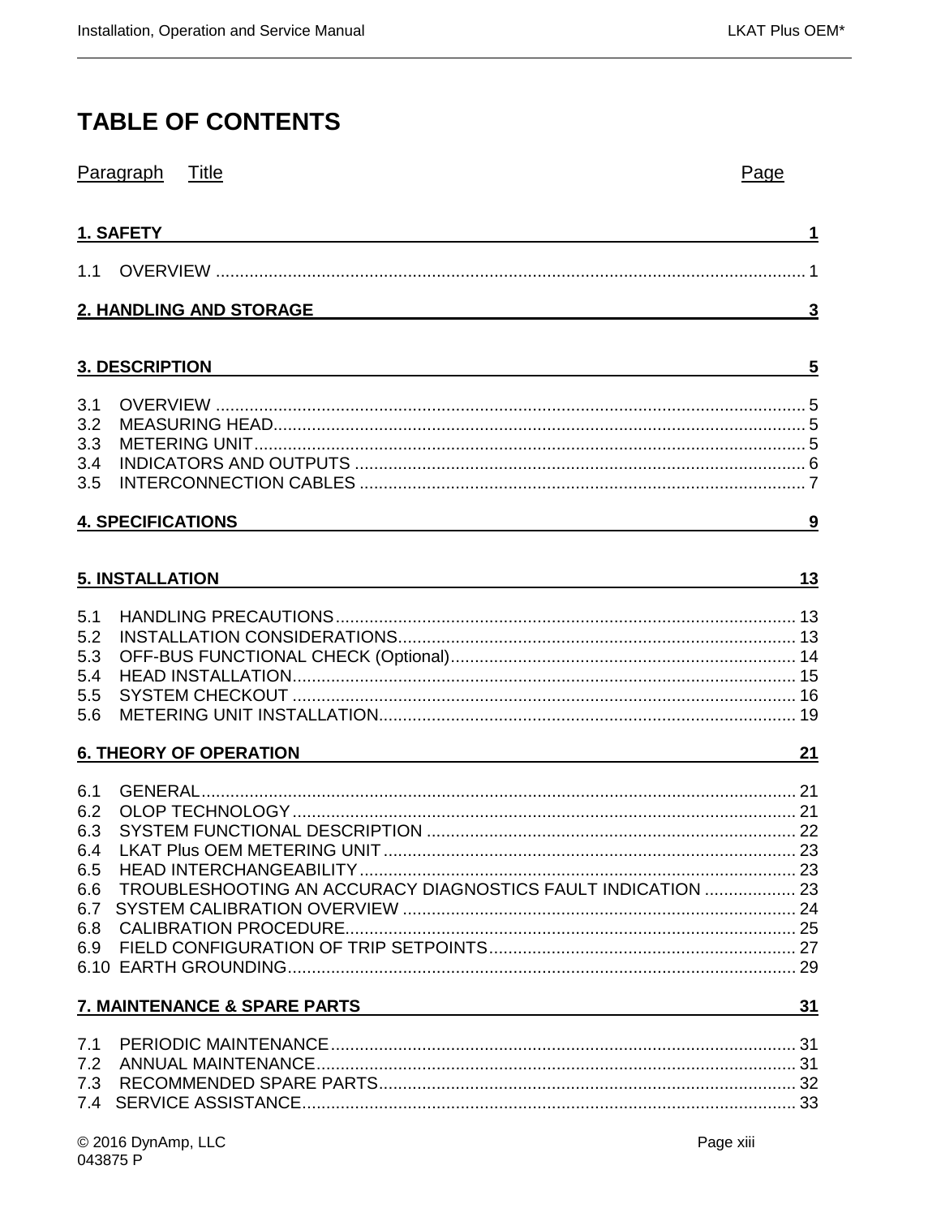# TABLE OF CONTENTS

| Paragraph | Title | Page |
|---|---|---|
| **1. SAFETY** | | **1** |
| 1.1 | OVERVIEW | 1 |
| **2. HANDLING AND STORAGE** | | **3** |
| **3. DESCRIPTION** | | **5** |
| 3.1 | OVERVIEW | 5 |
| 3.2 | MEASURING HEAD | 5 |
| 3.3 | METERING UNIT | 5 |
| 3.4 | INDICATORS AND OUTPUTS | 6 |
| 3.5 | INTERCONNECTION CABLES | 7 |
| **4. SPECIFICATIONS** | | **9** |
| **5. INSTALLATION** | | **13** |
| 5.1 | HANDLING PRECAUTIONS | 13 |
| 5.2 | INSTALLATION CONSIDERATIONS | 13 |
| 5.3 | OFF-BUS FUNCTIONAL CHECK (Optional) | 14 |
| 5.4 | HEAD INSTALLATION | 15 |
| 5.5 | SYSTEM CHECKOUT | 16 |
| 5.6 | METERING UNIT INSTALLATION | 19 |
| **6. THEORY OF OPERATION** | | **21** |
| 6.1 | GENERAL | 21 |
| 6.2 | OLOP TECHNOLOGY | 21 |
| 6.3 | SYSTEM FUNCTIONAL DESCRIPTION | 22 |
| 6.4 | LKAT Plus OEM METERING UNIT | 23 |
| 6.5 | HEAD INTERCHANGEABILITY | 23 |
| 6.6 | TROUBLESHOOTING AN ACCURACY DIAGNOSTICS FAULT INDICATION | 23 |
| 6.7 | SYSTEM CALIBRATION OVERVIEW | 24 |
| 6.8 | CALIBRATION PROCEDURE | 25 |
| 6.9 | FIELD CONFIGURATION OF TRIP SETPOINTS | 27 |
| 6.10 | EARTH GROUNDING | 29 |
| **7. MAINTENANCE & SPARE PARTS** | | **31** |
| 7.1 | PERIODIC MAINTENANCE | 31 |
| 7.2 | ANNUAL MAINTENANCE | 31 |
| 7.3 | RECOMMENDED SPARE PARTS | 32 |
| 7.4 | SERVICE ASSISTANCE | 33 |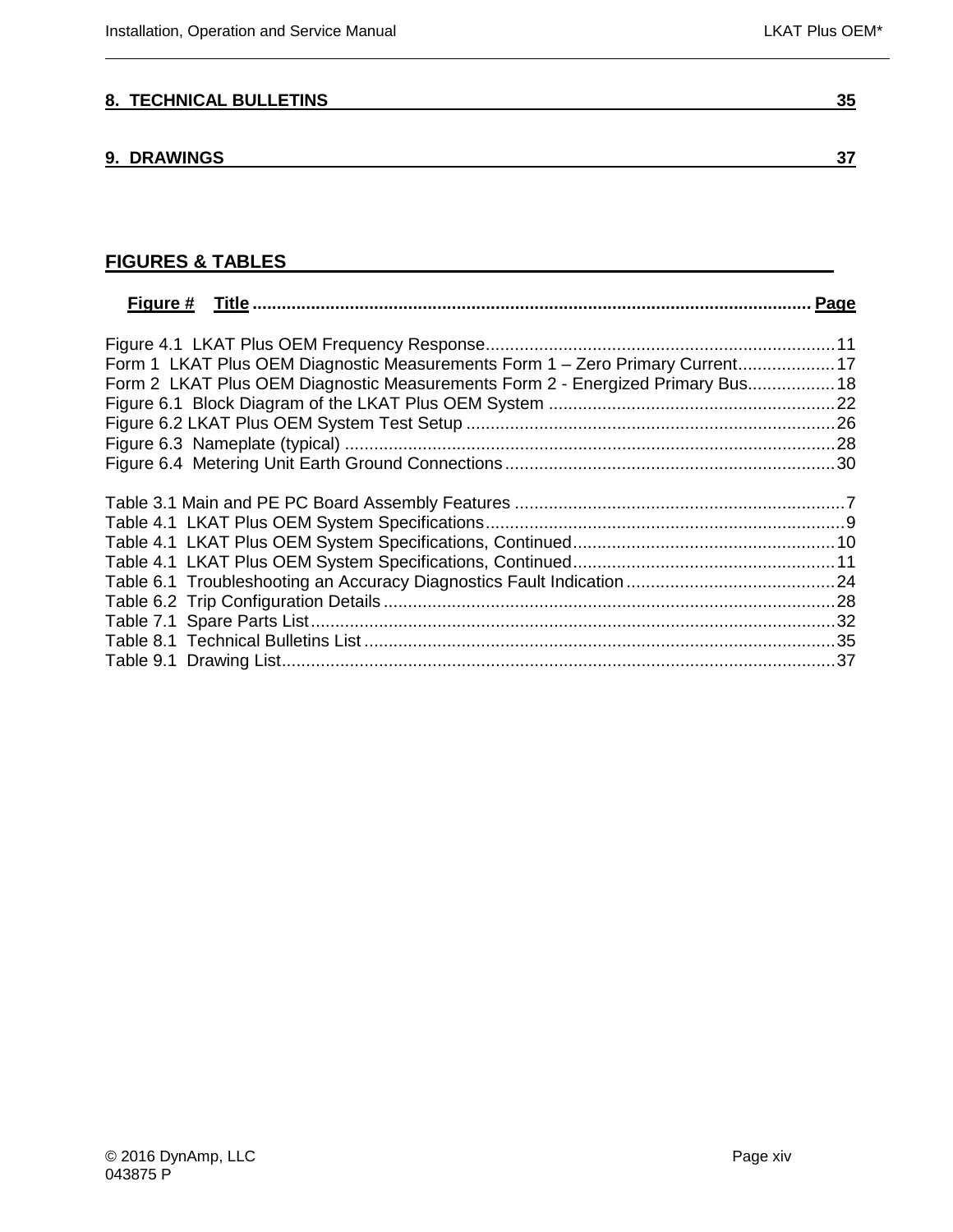**8. TECHNICAL BULLETINS 35**

**9. DRAWINGS 37**

## FIGURES & TABLES

**Figure #** **Title** ........................................................................................................ **Page**

Figure 4.1 LKAT Plus OEM Frequency Response........................................................................11
Form 1 LKAT Plus OEM Diagnostic Measurements Form 1 – Zero Primary Current....................17
Form 2 LKAT Plus OEM Diagnostic Measurements Form 2 - Energized Primary Bus..................18
Figure 6.1 Block Diagram of the LKAT Plus OEM System ...........................................................22
Figure 6.2 LKAT Plus OEM System Test Setup ............................................................................26
Figure 6.3 Nameplate (typical) .....................................................................................................28
Figure 6.4 Metering Unit Earth Ground Connections....................................................................30

Table 3.1 Main and PE PC Board Assembly Features ....................................................................7
Table 4.1 LKAT Plus OEM System Specifications..........................................................................9
Table 4.1 LKAT Plus OEM System Specifications, Continued......................................................10
Table 4.1 LKAT Plus OEM System Specifications, Continued......................................................11
Table 6.1 Troubleshooting an Accuracy Diagnostics Fault Indication...........................................24
Table 6.2 Trip Configuration Details.............................................................................................28
Table 7.1 Spare Parts List............................................................................................................32
Table 8.1 Technical Bulletins List .................................................................................................35
Table 9.1 Drawing List..................................................................................................................37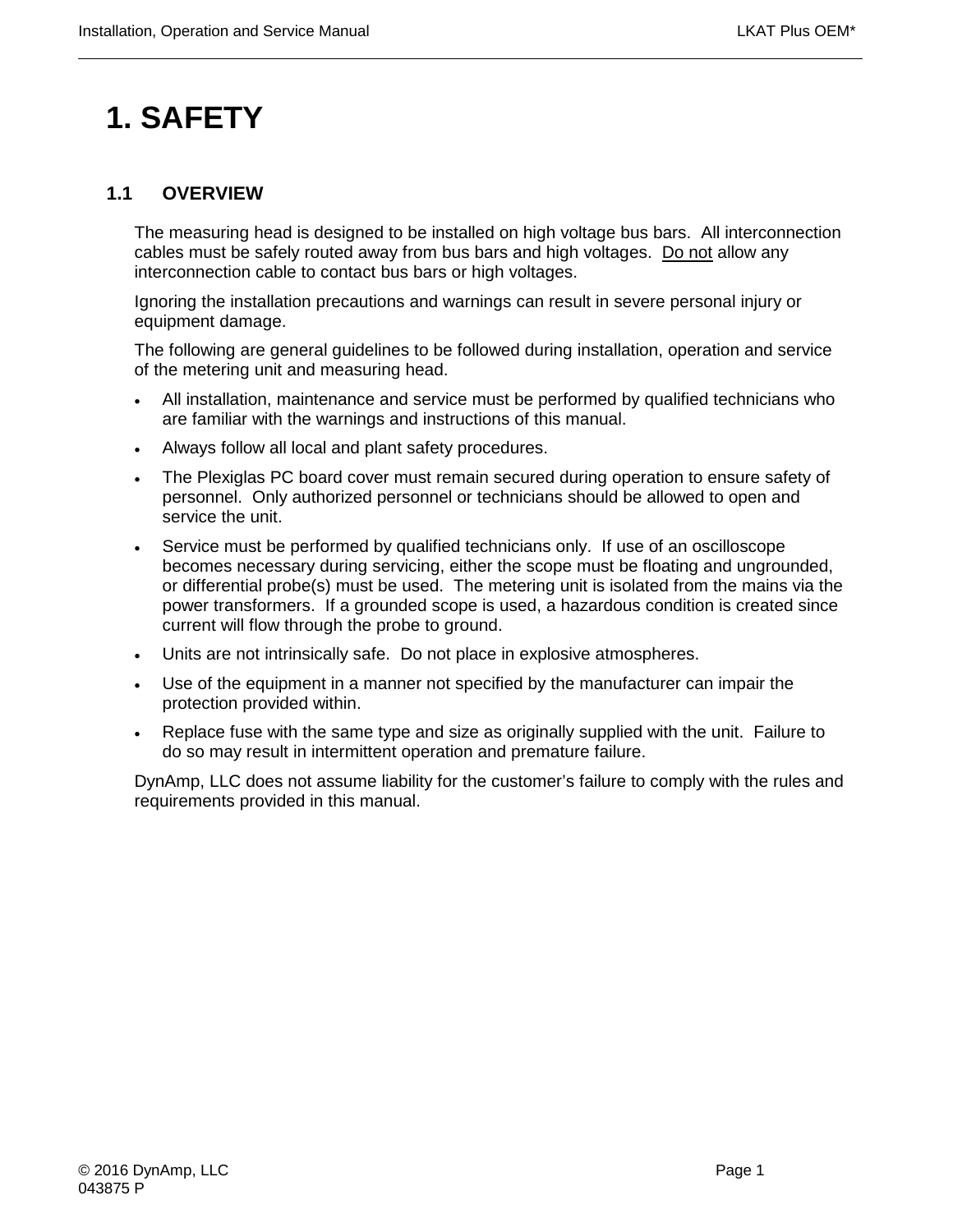# 1. SAFETY

## 1.1 OVERVIEW

The measuring head is designed to be installed on high voltage bus bars. All interconnection cables must be safely routed away from bus bars and high voltages. <u>Do not</u> allow any interconnection cable to contact bus bars or high voltages.

Ignoring the installation precautions and warnings can result in severe personal injury or equipment damage.

The following are general guidelines to be followed during installation, operation and service of the metering unit and measuring head.

- All installation, maintenance and service must be performed by qualified technicians who are familiar with the warnings and instructions of this manual.
- Always follow all local and plant safety procedures.
- The Plexiglas PC board cover must remain secured during operation to ensure safety of personnel. Only authorized personnel or technicians should be allowed to open and service the unit.
- Service must be performed by qualified technicians only. If use of an oscilloscope becomes necessary during servicing, either the scope must be floating and ungrounded, or differential probe(s) must be used. The metering unit is isolated from the mains via the power transformers. If a grounded scope is used, a hazardous condition is created since current will flow through the probe to ground.
- Units are not intrinsically safe. Do not place in explosive atmospheres.
- Use of the equipment in a manner not specified by the manufacturer can impair the protection provided within.
- Replace fuse with the same type and size as originally supplied with the unit. Failure to do so may result in intermittent operation and premature failure.

DynAmp, LLC does not assume liability for the customer's failure to comply with the rules and requirements provided in this manual.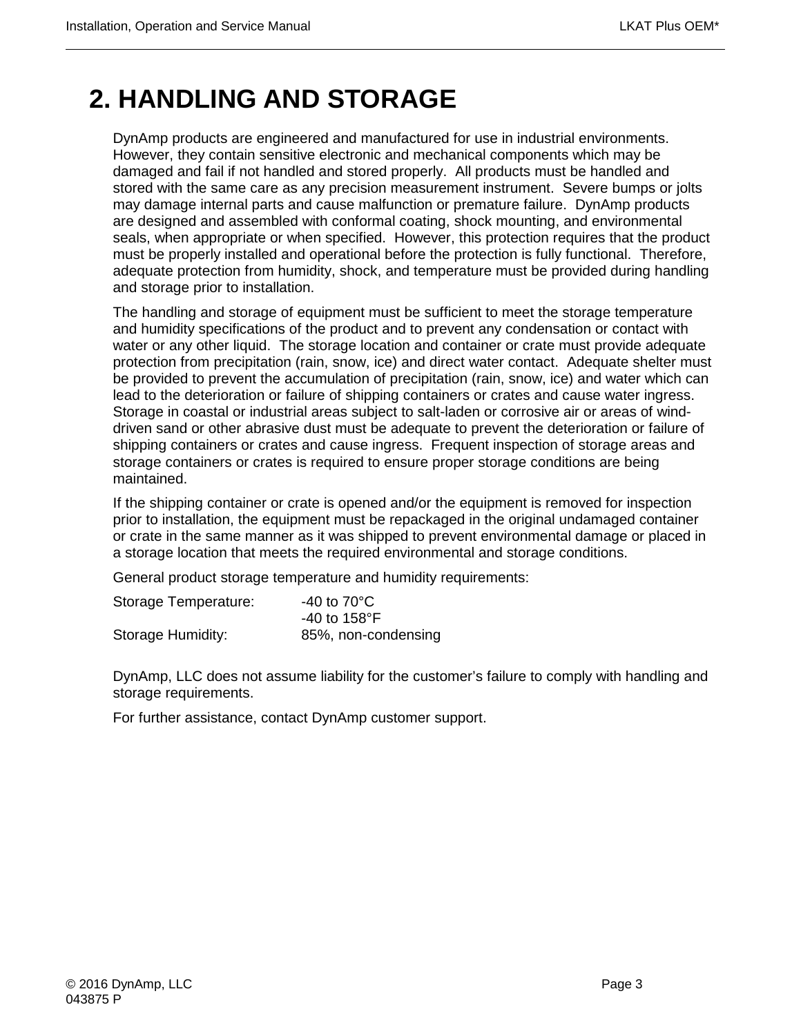# 2. HANDLING AND STORAGE

DynAmp products are engineered and manufactured for use in industrial environments. However, they contain sensitive electronic and mechanical components which may be damaged and fail if not handled and stored properly. All products must be handled and stored with the same care as any precision measurement instrument. Severe bumps or jolts may damage internal parts and cause malfunction or premature failure. DynAmp products are designed and assembled with conformal coating, shock mounting, and environmental seals, when appropriate or when specified. However, this protection requires that the product must be properly installed and operational before the protection is fully functional. Therefore, adequate protection from humidity, shock, and temperature must be provided during handling and storage prior to installation.

The handling and storage of equipment must be sufficient to meet the storage temperature and humidity specifications of the product and to prevent any condensation or contact with water or any other liquid. The storage location and container or crate must provide adequate protection from precipitation (rain, snow, ice) and direct water contact. Adequate shelter must be provided to prevent the accumulation of precipitation (rain, snow, ice) and water which can lead to the deterioration or failure of shipping containers or crates and cause water ingress. Storage in coastal or industrial areas subject to salt-laden or corrosive air or areas of wind-driven sand or other abrasive dust must be adequate to prevent the deterioration or failure of shipping containers or crates and cause ingress. Frequent inspection of storage areas and storage containers or crates is required to ensure proper storage conditions are being maintained.

If the shipping container or crate is opened and/or the equipment is removed for inspection prior to installation, the equipment must be repackaged in the original undamaged container or crate in the same manner as it was shipped to prevent environmental damage or placed in a storage location that meets the required environmental and storage conditions.

General product storage temperature and humidity requirements:

| | |
|---|---|
| Storage Temperature: | -40 to 70°C |
| | -40 to 158°F |
| Storage Humidity: | 85%, non-condensing |

DynAmp, LLC does not assume liability for the customer’s failure to comply with handling and storage requirements.

For further assistance, contact DynAmp customer support.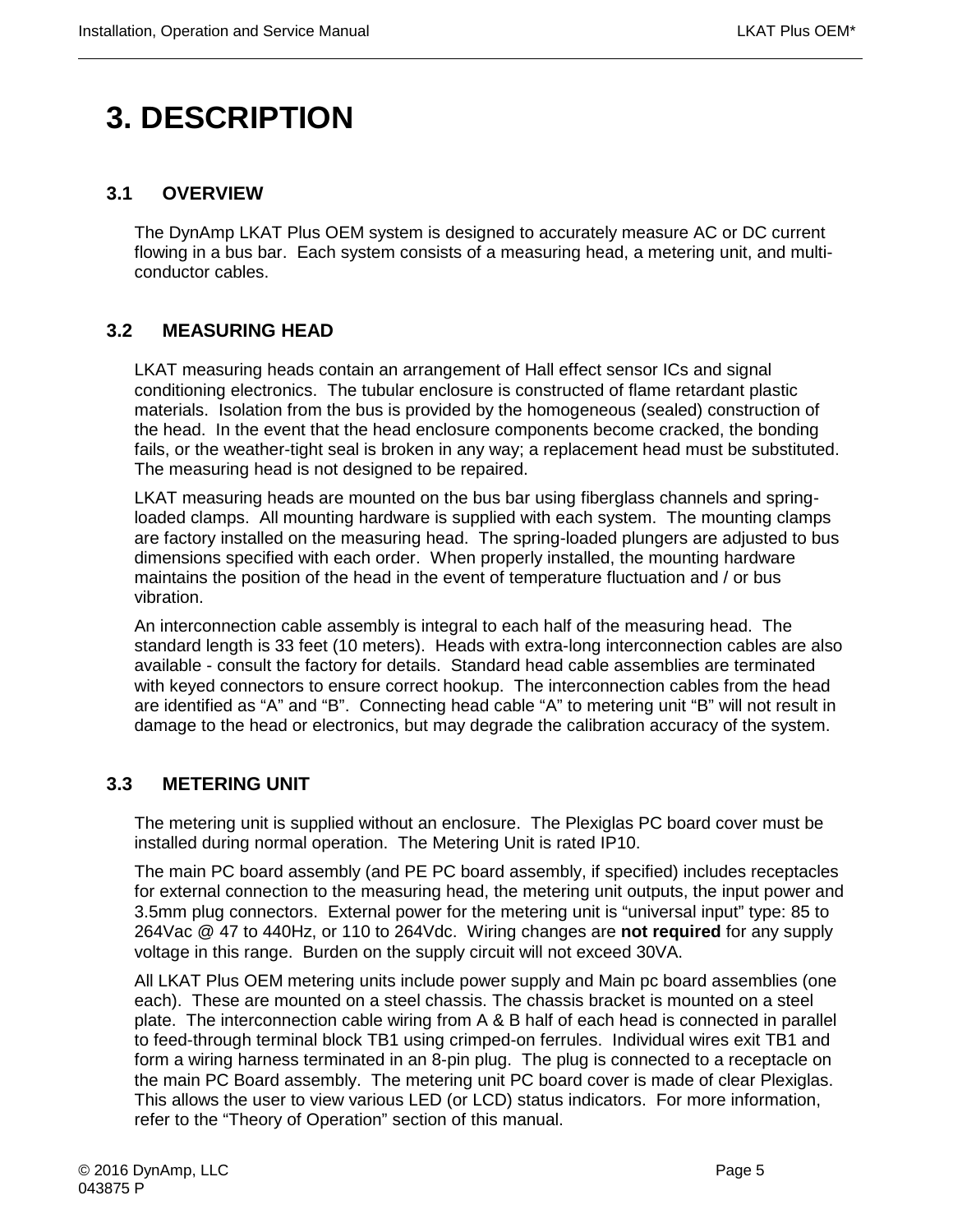# 3. DESCRIPTION

## 3.1 OVERVIEW

The DynAmp LKAT Plus OEM system is designed to accurately measure AC or DC current flowing in a bus bar. Each system consists of a measuring head, a metering unit, and multi-conductor cables.

## 3.2 MEASURING HEAD

LKAT measuring heads contain an arrangement of Hall effect sensor ICs and signal conditioning electronics. The tubular enclosure is constructed of flame retardant plastic materials. Isolation from the bus is provided by the homogeneous (sealed) construction of the head. In the event that the head enclosure components become cracked, the bonding fails, or the weather-tight seal is broken in any way; a replacement head must be substituted. The measuring head is not designed to be repaired.

LKAT measuring heads are mounted on the bus bar using fiberglass channels and spring-loaded clamps. All mounting hardware is supplied with each system. The mounting clamps are factory installed on the measuring head. The spring-loaded plungers are adjusted to bus dimensions specified with each order. When properly installed, the mounting hardware maintains the position of the head in the event of temperature fluctuation and / or bus vibration.

An interconnection cable assembly is integral to each half of the measuring head. The standard length is 33 feet (10 meters). Heads with extra-long interconnection cables are also available - consult the factory for details. Standard head cable assemblies are terminated with keyed connectors to ensure correct hookup. The interconnection cables from the head are identified as "A" and "B". Connecting head cable "A" to metering unit "B" will not result in damage to the head or electronics, but may degrade the calibration accuracy of the system.

## 3.3 METERING UNIT

The metering unit is supplied without an enclosure. The Plexiglas PC board cover must be installed during normal operation. The Metering Unit is rated IP10.

The main PC board assembly (and PE PC board assembly, if specified) includes receptacles for external connection to the measuring head, the metering unit outputs, the input power and 3.5mm plug connectors. External power for the metering unit is "universal input" type: 85 to 264Vac @ 47 to 440Hz, or 110 to 264Vdc. Wiring changes are **not required** for any supply voltage in this range. Burden on the supply circuit will not exceed 30VA.

All LKAT Plus OEM metering units include power supply and Main pc board assemblies (one each). These are mounted on a steel chassis. The chassis bracket is mounted on a steel plate. The interconnection cable wiring from A & B half of each head is connected in parallel to feed-through terminal block TB1 using crimped-on ferrules. Individual wires exit TB1 and form a wiring harness terminated in an 8-pin plug. The plug is connected to a receptacle on the main PC Board assembly. The metering unit PC board cover is made of clear Plexiglas. This allows the user to view various LED (or LCD) status indicators. For more information, refer to the "Theory of Operation" section of this manual.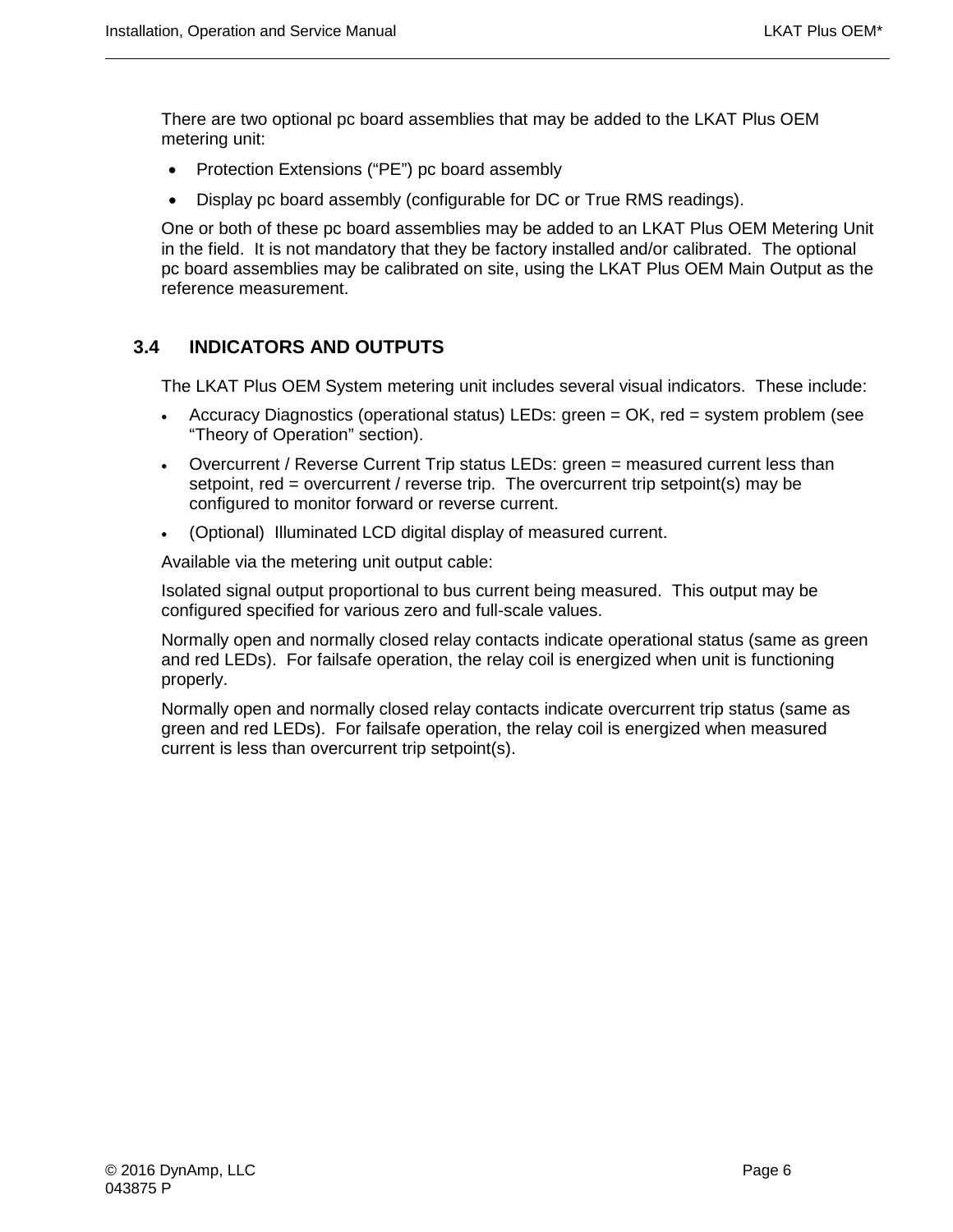There are two optional pc board assemblies that may be added to the LKAT Plus OEM metering unit:

- Protection Extensions (“PE”) pc board assembly
- Display pc board assembly (configurable for DC or True RMS readings).

One or both of these pc board assemblies may be added to an LKAT Plus OEM Metering Unit in the field. It is not mandatory that they be factory installed and/or calibrated. The optional pc board assemblies may be calibrated on site, using the LKAT Plus OEM Main Output as the reference measurement.

## 3.4 INDICATORS AND OUTPUTS

The LKAT Plus OEM System metering unit includes several visual indicators. These include:

- Accuracy Diagnostics (operational status) LEDs: green = OK, red = system problem (see “Theory of Operation” section).
- Overcurrent / Reverse Current Trip status LEDs: green = measured current less than setpoint, red = overcurrent / reverse trip. The overcurrent trip setpoint(s) may be configured to monitor forward or reverse current.
- (Optional) Illuminated LCD digital display of measured current.

Available via the metering unit output cable:

Isolated signal output proportional to bus current being measured. This output may be configured specified for various zero and full-scale values.

Normally open and normally closed relay contacts indicate operational status (same as green and red LEDs). For failsafe operation, the relay coil is energized when unit is functioning properly.

Normally open and normally closed relay contacts indicate overcurrent trip status (same as green and red LEDs). For failsafe operation, the relay coil is energized when measured current is less than overcurrent trip setpoint(s).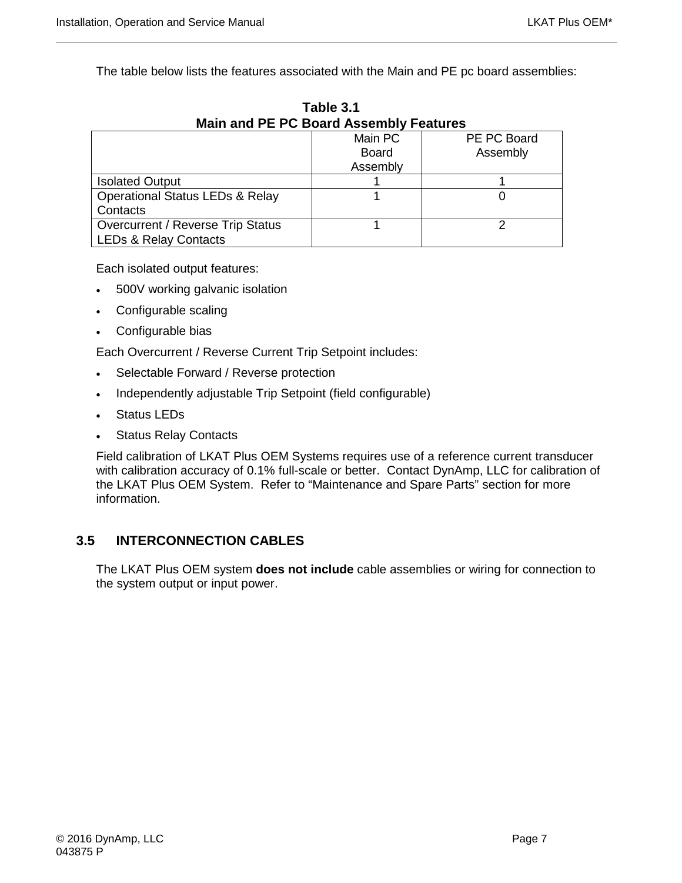The table below lists the features associated with the Main and PE pc board assemblies:

**Table 3.1**
**Main and PE PC Board Assembly Features**

| | Main PC Board Assembly | PE PC Board Assembly |
|---|---|---|
| Isolated Output | 1 | 1 |
| Operational Status LEDs & Relay Contacts | 1 | 0 |
| Overcurrent / Reverse Trip Status LEDs & Relay Contacts | 1 | 2 |

Each isolated output features:

- 500V working galvanic isolation
- Configurable scaling
- Configurable bias

Each Overcurrent / Reverse Current Trip Setpoint includes:

- Selectable Forward / Reverse protection
- Independently adjustable Trip Setpoint (field configurable)
- Status LEDs
- Status Relay Contacts

Field calibration of LKAT Plus OEM Systems requires use of a reference current transducer with calibration accuracy of 0.1% full-scale or better. Contact DynAmp, LLC for calibration of the LKAT Plus OEM System. Refer to "Maintenance and Spare Parts" section for more information.

## 3.5 INTERCONNECTION CABLES

The LKAT Plus OEM system **does not include** cable assemblies or wiring for connection to the system output or input power.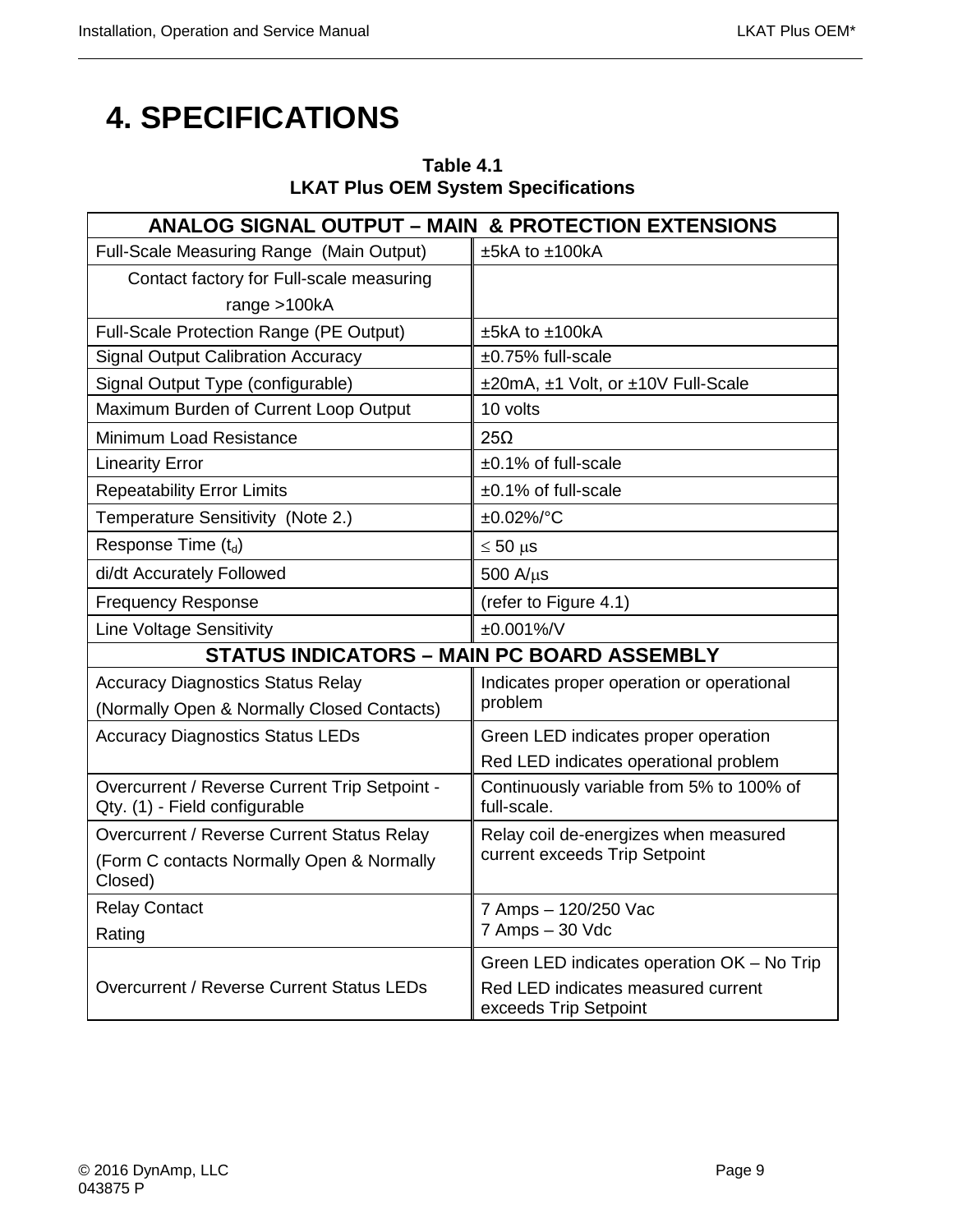# 4. SPECIFICATIONS

**Table 4.1**
**LKAT Plus OEM System Specifications**

| ANALOG SIGNAL OUTPUT – MAIN & PROTECTION EXTENSIONS | |
|---|---|
| Full-Scale Measuring Range (Main Output) | ±5kA to ±100kA |
| Contact factory for Full-scale measuring range >100kA | |
| Full-Scale Protection Range (PE Output) | ±5kA to ±100kA |
| Signal Output Calibration Accuracy | ±0.75% full-scale |
| Signal Output Type (configurable) | ±20mA, ±1 Volt, or ±10V Full-Scale |
| Maximum Burden of Current Loop Output | 10 volts |
| Minimum Load Resistance | 25Ω |
| Linearity Error | ±0.1% of full-scale |
| Repeatability Error Limits | ±0.1% of full-scale |
| Temperature Sensitivity (Note 2.) | ±0.02%/°C |
| Response Time ($t_d$) | ≤ 50 µs |
| di/dt Accurately Followed | 500 A/µs |
| Frequency Response | (refer to Figure 4.1) |
| Line Voltage Sensitivity | ±0.001%/V |
| **STATUS INDICATORS – MAIN PC BOARD ASSEMBLY** | |
| Accuracy Diagnostics Status Relay (Normally Open & Normally Closed Contacts) | Indicates proper operation or operational problem |
| Accuracy Diagnostics Status LEDs | Green LED indicates proper operation<br>Red LED indicates operational problem |
| Overcurrent / Reverse Current Trip Setpoint - Qty. (1) - Field configurable | Continuously variable from 5% to 100% of full-scale. |
| Overcurrent / Reverse Current Status Relay (Form C contacts Normally Open & Normally Closed) | Relay coil de-energizes when measured current exceeds Trip Setpoint |
| Relay Contact Rating | 7 Amps – 120/250 Vac<br>7 Amps – 30 Vdc |
| Overcurrent / Reverse Current Status LEDs | Green LED indicates operation OK – No Trip<br>Red LED indicates measured current exceeds Trip Setpoint |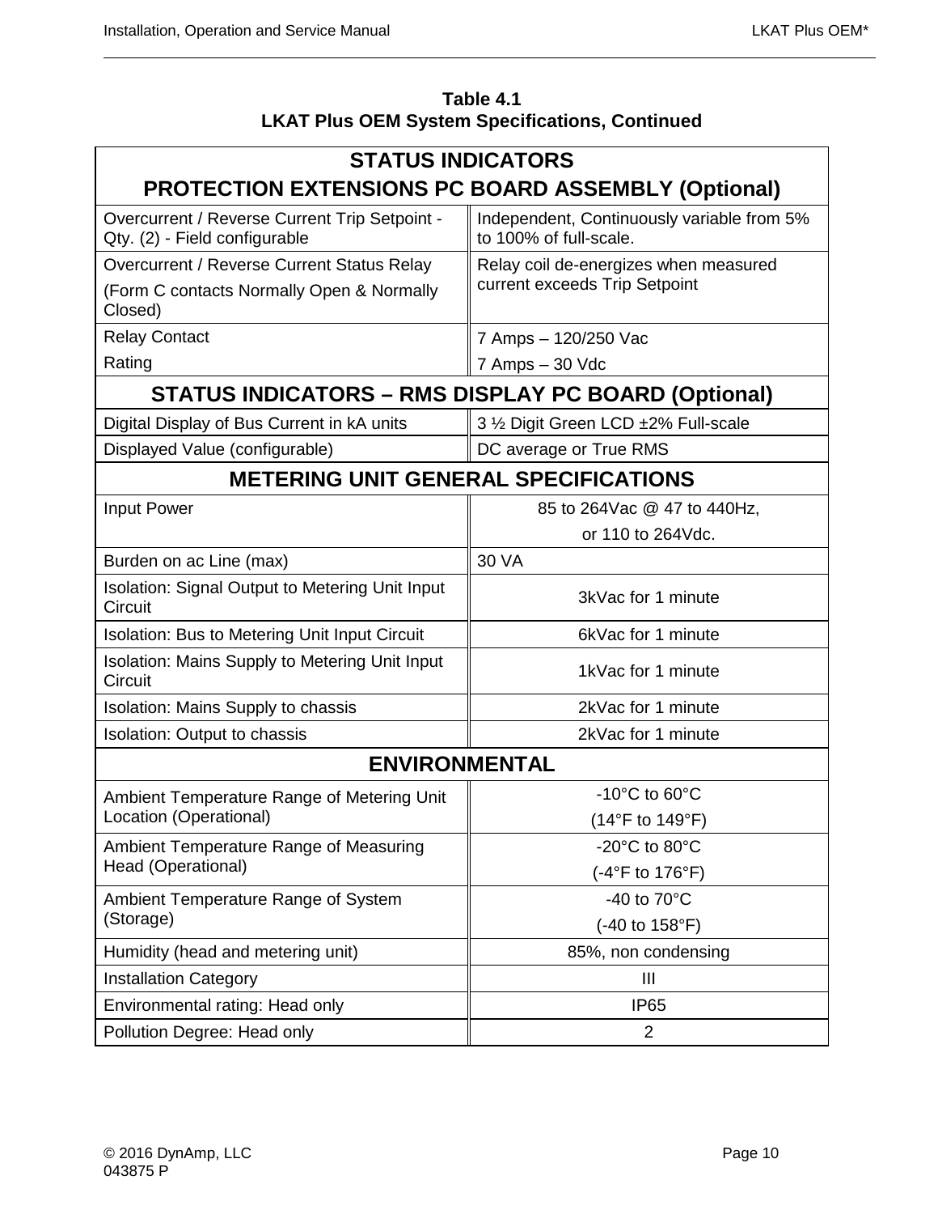**Table 4.1**
**LKAT Plus OEM System Specifications, Continued**

| STATUS INDICATORS PROTECTION EXTENSIONS PC BOARD ASSEMBLY (Optional) | |
|---|---|
| Overcurrent / Reverse Current Trip Setpoint - Qty. (2) - Field configurable | Independent, Continuously variable from 5% to 100% of full-scale. |
| Overcurrent / Reverse Current Status Relay (Form C contacts Normally Open & Normally Closed) | Relay coil de-energizes when measured current exceeds Trip Setpoint |
| Relay Contact Rating | 7 Amps – 120/250 Vac<br>7 Amps – 30 Vdc |
| **STATUS INDICATORS – RMS DISPLAY PC BOARD (Optional)** | |
| Digital Display of Bus Current in kA units | 3 ½ Digit Green LCD ±2% Full-scale |
| Displayed Value (configurable) | DC average or True RMS |
| **METERING UNIT GENERAL SPECIFICATIONS** | |
| Input Power | 85 to 264Vac @ 47 to 440Hz,<br>or 110 to 264Vdc. |
| Burden on ac Line (max) | 30 VA |
| Isolation: Signal Output to Metering Unit Input Circuit | 3kVac for 1 minute |
| Isolation: Bus to Metering Unit Input Circuit | 6kVac for 1 minute |
| Isolation: Mains Supply to Metering Unit Input Circuit | 1kVac for 1 minute |
| Isolation: Mains Supply to chassis | 2kVac for 1 minute |
| Isolation: Output to chassis | 2kVac for 1 minute |
| **ENVIRONMENTAL** | |
| Ambient Temperature Range of Metering Unit Location (Operational) | -10°C to 60°C<br>(14°F to 149°F) |
| Ambient Temperature Range of Measuring Head (Operational) | -20°C to 80°C<br>(-4°F to 176°F) |
| Ambient Temperature Range of System (Storage) | -40 to 70°C<br>(-40 to 158°F) |
| Humidity (head and metering unit) | 85%, non condensing |
| Installation Category | III |
| Environmental rating: Head only | IP65 |
| Pollution Degree: Head only | 2 |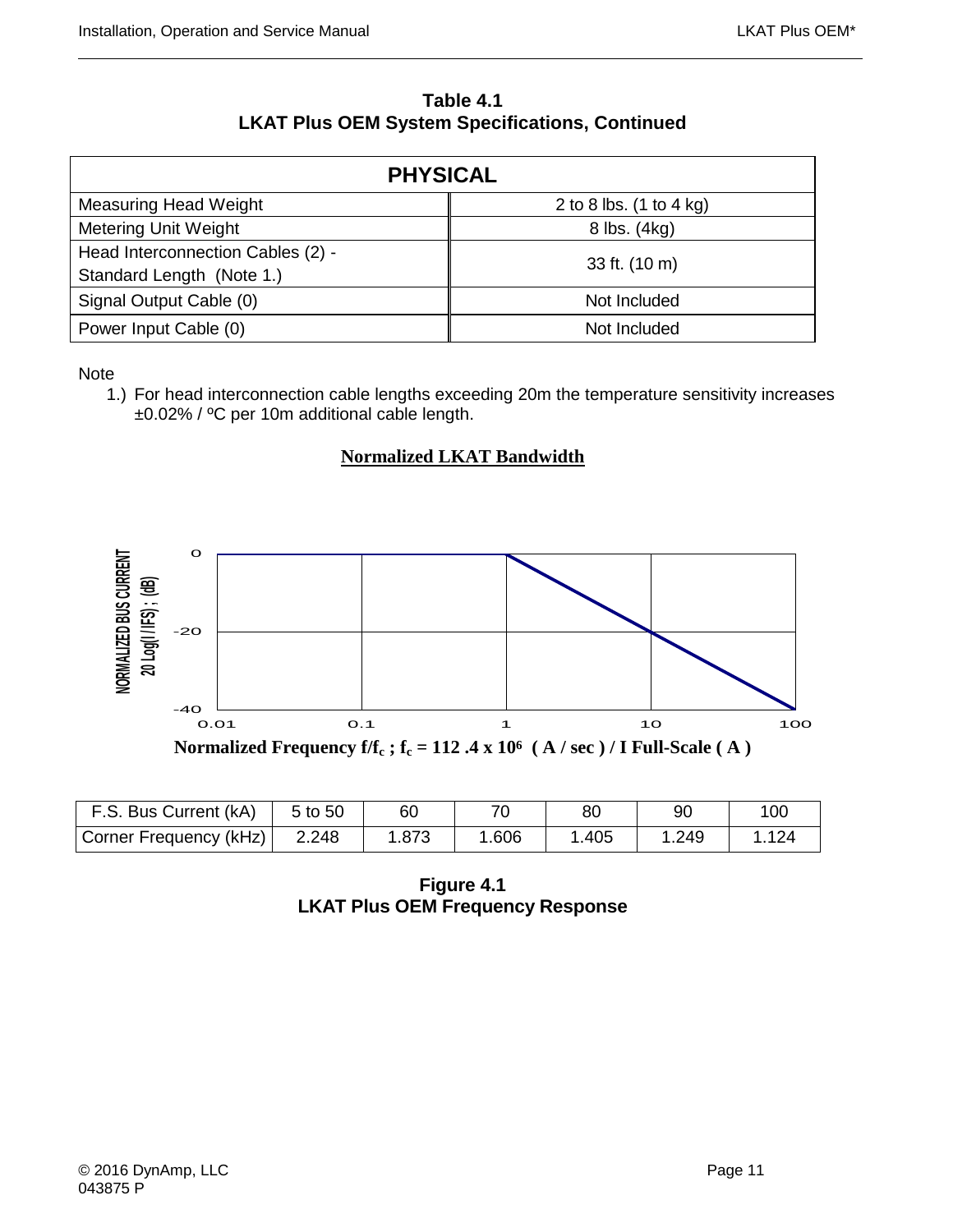**Table 4.1**
**LKAT Plus OEM System Specifications, Continued**

| PHYSICAL | |
|---|---|
| Measuring Head Weight | 2 to 8 lbs. (1 to 4 kg) |
| Metering Unit Weight | 8 lbs. (4kg) |
| Head Interconnection Cables (2) - Standard Length (Note 1.) | 33 ft. (10 m) |
| Signal Output Cable (0) | Not Included |
| Power Input Cable (0) | Not Included |

Note

1.) For head interconnection cable lengths exceeding 20m the temperature sensitivity increases ±0.02% / ºC per 10m additional cable length.

**Normalized LKAT Bandwidth**

NORMALIZED BUS CURRENT 20 Log(I / IFS) ; (dB)

Normalized Frequency $f/f_c$ ; $f_c = 112.4 \times 10^6$ ( A / sec ) / I Full-Scale ( A )

| F.S. Bus Current (kA) | 5 to 50 | 60 | 70 | 80 | 90 | 100 |
|---|---|---|---|---|---|---|
| Corner Frequency (kHz) | 2.248 | 1.873 | 1.606 | 1.405 | 1.249 | 1.124 |

**Figure 4.1**
**LKAT Plus OEM Frequency Response**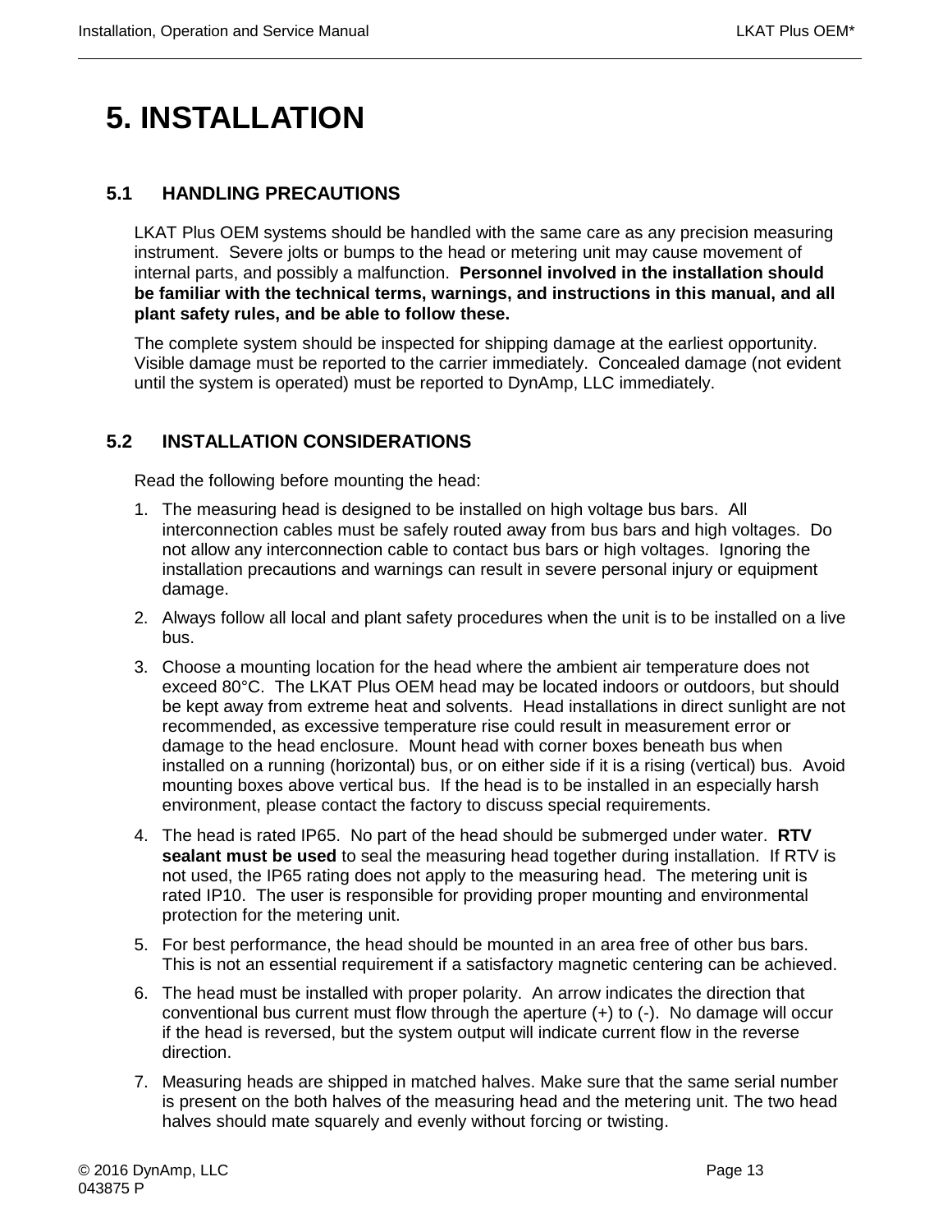# 5. INSTALLATION

## 5.1 HANDLING PRECAUTIONS

LKAT Plus OEM systems should be handled with the same care as any precision measuring instrument. Severe jolts or bumps to the head or metering unit may cause movement of internal parts, and possibly a malfunction. **Personnel involved in the installation should be familiar with the technical terms, warnings, and instructions in this manual, and all plant safety rules, and be able to follow these.**

The complete system should be inspected for shipping damage at the earliest opportunity. Visible damage must be reported to the carrier immediately. Concealed damage (not evident until the system is operated) must be reported to DynAmp, LLC immediately.

## 5.2 INSTALLATION CONSIDERATIONS

Read the following before mounting the head:

1. The measuring head is designed to be installed on high voltage bus bars. All interconnection cables must be safely routed away from bus bars and high voltages. Do not allow any interconnection cable to contact bus bars or high voltages. Ignoring the installation precautions and warnings can result in severe personal injury or equipment damage.
2. Always follow all local and plant safety procedures when the unit is to be installed on a live bus.
3. Choose a mounting location for the head where the ambient air temperature does not exceed 80°C. The LKAT Plus OEM head may be located indoors or outdoors, but should be kept away from extreme heat and solvents. Head installations in direct sunlight are not recommended, as excessive temperature rise could result in measurement error or damage to the head enclosure. Mount head with corner boxes beneath bus when installed on a running (horizontal) bus, or on either side if it is a rising (vertical) bus. Avoid mounting boxes above vertical bus. If the head is to be installed in an especially harsh environment, please contact the factory to discuss special requirements.
4. The head is rated IP65. No part of the head should be submerged under water. **RTV sealant must be used** to seal the measuring head together during installation. If RTV is not used, the IP65 rating does not apply to the measuring head. The metering unit is rated IP10. The user is responsible for providing proper mounting and environmental protection for the metering unit.
5. For best performance, the head should be mounted in an area free of other bus bars. This is not an essential requirement if a satisfactory magnetic centering can be achieved.
6. The head must be installed with proper polarity. An arrow indicates the direction that conventional bus current must flow through the aperture (+) to (-). No damage will occur if the head is reversed, but the system output will indicate current flow in the reverse direction.
7. Measuring heads are shipped in matched halves. Make sure that the same serial number is present on the both halves of the measuring head and the metering unit. The two head halves should mate squarely and evenly without forcing or twisting.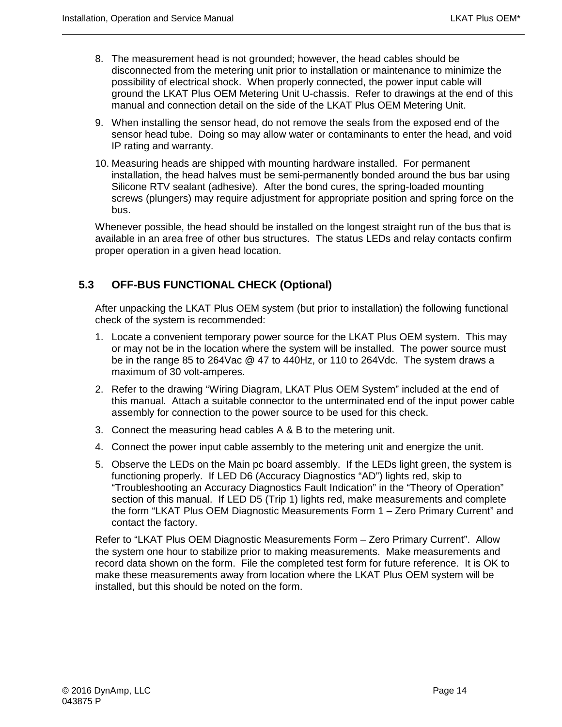8. The measurement head is not grounded; however, the head cables should be disconnected from the metering unit prior to installation or maintenance to minimize the possibility of electrical shock. When properly connected, the power input cable will ground the LKAT Plus OEM Metering Unit U-chassis. Refer to drawings at the end of this manual and connection detail on the side of the LKAT Plus OEM Metering Unit.
9. When installing the sensor head, do not remove the seals from the exposed end of the sensor head tube. Doing so may allow water or contaminants to enter the head, and void IP rating and warranty.
10. Measuring heads are shipped with mounting hardware installed. For permanent installation, the head halves must be semi-permanently bonded around the bus bar using Silicone RTV sealant (adhesive). After the bond cures, the spring-loaded mounting screws (plungers) may require adjustment for appropriate position and spring force on the bus.

Whenever possible, the head should be installed on the longest straight run of the bus that is available in an area free of other bus structures. The status LEDs and relay contacts confirm proper operation in a given head location.

## 5.3 OFF-BUS FUNCTIONAL CHECK (Optional)

After unpacking the LKAT Plus OEM system (but prior to installation) the following functional check of the system is recommended:

1. Locate a convenient temporary power source for the LKAT Plus OEM system. This may or may not be in the location where the system will be installed. The power source must be in the range 85 to 264Vac @ 47 to 440Hz, or 110 to 264Vdc. The system draws a maximum of 30 volt-amperes.
2. Refer to the drawing “Wiring Diagram, LKAT Plus OEM System” included at the end of this manual. Attach a suitable connector to the unterminated end of the input power cable assembly for connection to the power source to be used for this check.
3. Connect the measuring head cables A & B to the metering unit.
4. Connect the power input cable assembly to the metering unit and energize the unit.
5. Observe the LEDs on the Main pc board assembly. If the LEDs light green, the system is functioning properly. If LED D6 (Accuracy Diagnostics “AD”) lights red, skip to “Troubleshooting an Accuracy Diagnostics Fault Indication” in the “Theory of Operation” section of this manual. If LED D5 (Trip 1) lights red, make measurements and complete the form “LKAT Plus OEM Diagnostic Measurements Form 1 – Zero Primary Current” and contact the factory.

Refer to “LKAT Plus OEM Diagnostic Measurements Form – Zero Primary Current”. Allow the system one hour to stabilize prior to making measurements. Make measurements and record data shown on the form. File the completed test form for future reference. It is OK to make these measurements away from location where the LKAT Plus OEM system will be installed, but this should be noted on the form.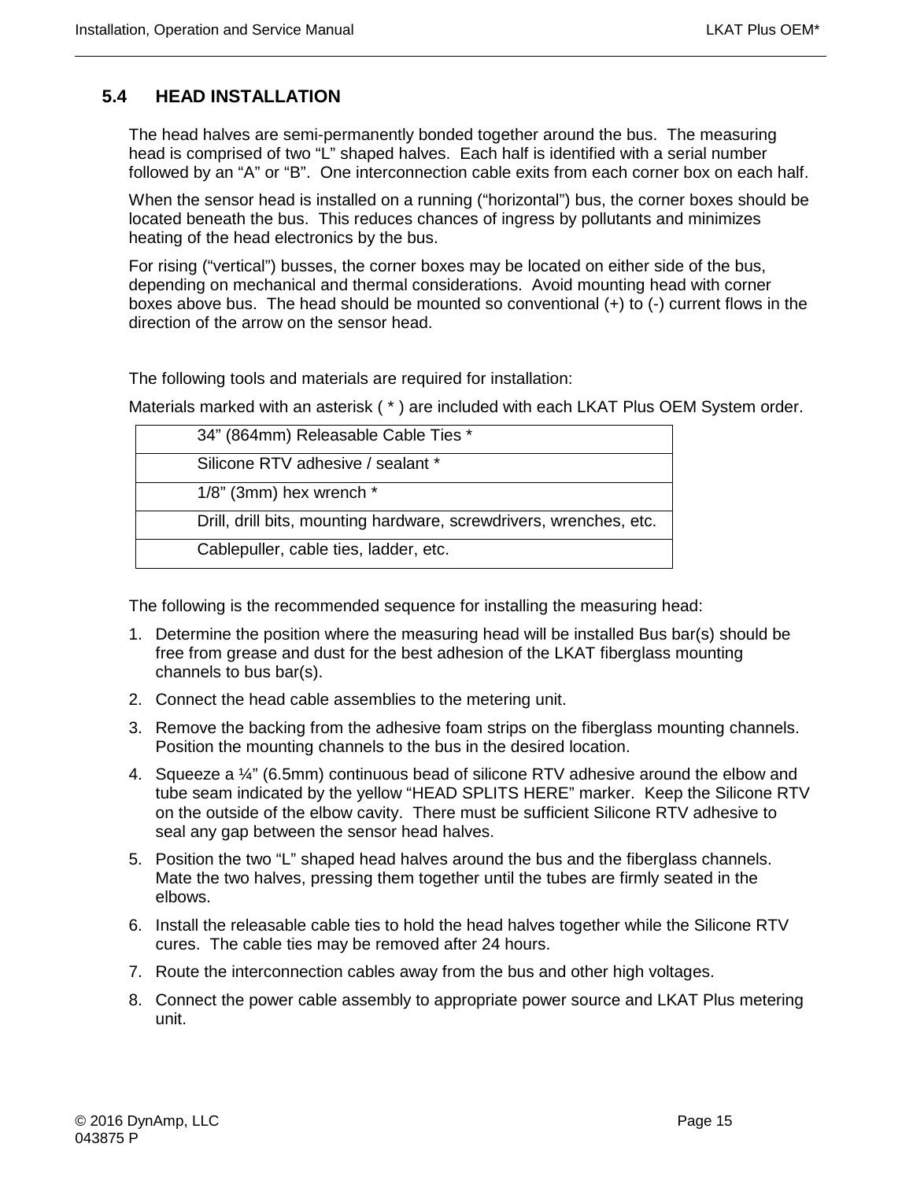## 5.4 HEAD INSTALLATION

The head halves are semi-permanently bonded together around the bus. The measuring head is comprised of two “L” shaped halves. Each half is identified with a serial number followed by an “A” or “B”. One interconnection cable exits from each corner box on each half.

When the sensor head is installed on a running (“horizontal”) bus, the corner boxes should be located beneath the bus. This reduces chances of ingress by pollutants and minimizes heating of the head electronics by the bus.

For rising (“vertical”) busses, the corner boxes may be located on either side of the bus, depending on mechanical and thermal considerations. Avoid mounting head with corner boxes above bus. The head should be mounted so conventional (+) to (-) current flows in the direction of the arrow on the sensor head.

The following tools and materials are required for installation:

Materials marked with an asterisk ( * ) are included with each LKAT Plus OEM System order.

| Item |
|---|
| 34” (864mm) Releasable Cable Ties * |
| Silicone RTV adhesive / sealant * |
| 1/8” (3mm) hex wrench * |
| Drill, drill bits, mounting hardware, screwdrivers, wrenches, etc. |
| Cablepuller, cable ties, ladder, etc. |

The following is the recommended sequence for installing the measuring head:

1. Determine the position where the measuring head will be installed Bus bar(s) should be free from grease and dust for the best adhesion of the LKAT fiberglass mounting channels to bus bar(s).
2. Connect the head cable assemblies to the metering unit.
3. Remove the backing from the adhesive foam strips on the fiberglass mounting channels. Position the mounting channels to the bus in the desired location.
4. Squeeze a ¼” (6.5mm) continuous bead of silicone RTV adhesive around the elbow and tube seam indicated by the yellow “HEAD SPLITS HERE” marker. Keep the Silicone RTV on the outside of the elbow cavity. There must be sufficient Silicone RTV adhesive to seal any gap between the sensor head halves.
5. Position the two “L” shaped head halves around the bus and the fiberglass channels. Mate the two halves, pressing them together until the tubes are firmly seated in the elbows.
6. Install the releasable cable ties to hold the head halves together while the Silicone RTV cures. The cable ties may be removed after 24 hours.
7. Route the interconnection cables away from the bus and other high voltages.
8. Connect the power cable assembly to appropriate power source and LKAT Plus metering unit.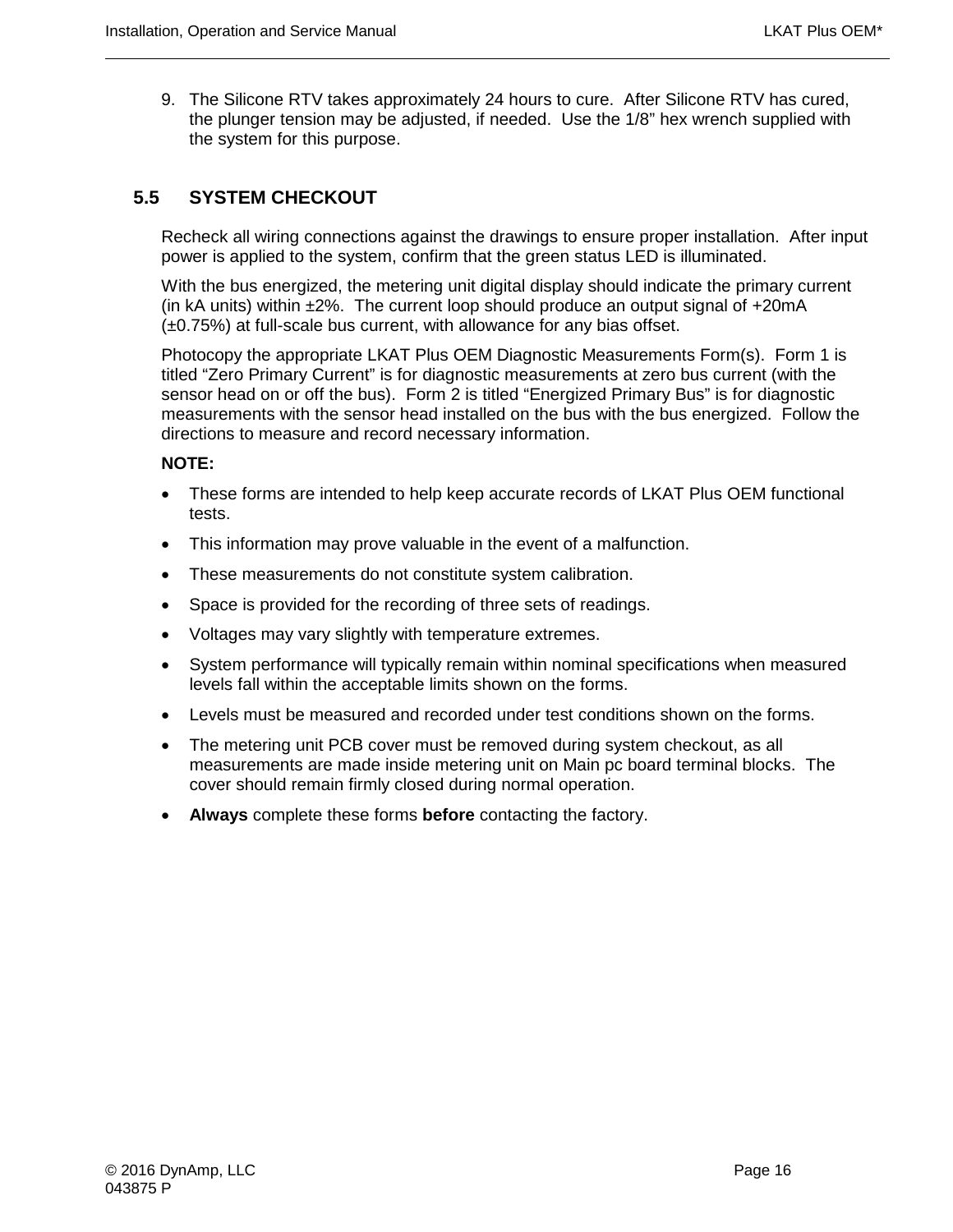9. The Silicone RTV takes approximately 24 hours to cure. After Silicone RTV has cured, the plunger tension may be adjusted, if needed. Use the 1/8" hex wrench supplied with the system for this purpose.

## 5.5 SYSTEM CHECKOUT

Recheck all wiring connections against the drawings to ensure proper installation. After input power is applied to the system, confirm that the green status LED is illuminated.

With the bus energized, the metering unit digital display should indicate the primary current (in kA units) within ±2%. The current loop should produce an output signal of +20mA (±0.75%) at full-scale bus current, with allowance for any bias offset.

Photocopy the appropriate LKAT Plus OEM Diagnostic Measurements Form(s). Form 1 is titled "Zero Primary Current" is for diagnostic measurements at zero bus current (with the sensor head on or off the bus). Form 2 is titled "Energized Primary Bus" is for diagnostic measurements with the sensor head installed on the bus with the bus energized. Follow the directions to measure and record necessary information.

**NOTE:**

- These forms are intended to help keep accurate records of LKAT Plus OEM functional tests.
- This information may prove valuable in the event of a malfunction.
- These measurements do not constitute system calibration.
- Space is provided for the recording of three sets of readings.
- Voltages may vary slightly with temperature extremes.
- System performance will typically remain within nominal specifications when measured levels fall within the acceptable limits shown on the forms.
- Levels must be measured and recorded under test conditions shown on the forms.
- The metering unit PCB cover must be removed during system checkout, as all measurements are made inside metering unit on Main pc board terminal blocks. The cover should remain firmly closed during normal operation.
- **Always** complete these forms **before** contacting the factory.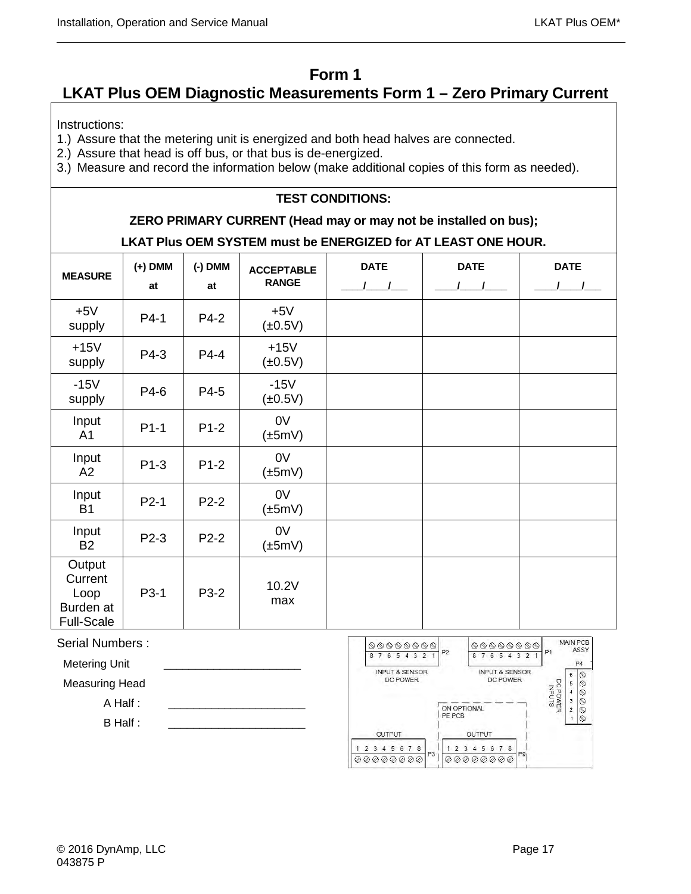# Form 1

## LKAT Plus OEM Diagnostic Measurements Form 1 – Zero Primary Current

Instructions:

1.) Assure that the metering unit is energized and both head halves are connected.
2.) Assure that head is off bus, or that bus is de-energized.
3.) Measure and record the information below (make additional copies of this form as needed).

**TEST CONDITIONS:**

**ZERO PRIMARY CURRENT (Head may or may not be installed on bus);**

**LKAT Plus OEM SYSTEM must be ENERGIZED for AT LEAST ONE HOUR.**

| MEASURE | (+) DMM at | (-) DMM at | ACCEPTABLE RANGE | DATE ___/___/___ | DATE ___/___/___ | DATE ___/___/___ |
|---|---|---|---|---|---|---|
| +5V supply | P4-1 | P4-2 | +5V (±0.5V) | | | |
| +15V supply | P4-3 | P4-4 | +15V (±0.5V) | | | |
| -15V supply | P4-6 | P4-5 | -15V (±0.5V) | | | |
| Input A1 | P1-1 | P1-2 | 0V (±5mV) | | | |
| Input A2 | P1-3 | P1-2 | 0V (±5mV) | | | |
| Input B1 | P2-1 | P2-2 | 0V (±5mV) | | | |
| Input B2 | P2-3 | P2-2 | 0V (±5mV) | | | |
| Output Current Loop Burden at Full-Scale | P3-1 | P3-2 | 10.2V max | | | |

Serial Numbers :

Metering Unit ______________________

Measuring Head

A Half : ______________________

B Half : ______________________

MAIN PCB ASSY

P2: 8 7 6 5 4 3 2 1 — INPUT & SENSOR DC POWER

P1: 8 7 6 5 4 3 2 1 — INPUT & SENSOR DC POWER

P4: 6 5 4 3 2 1 — DC POWER INPUTS

ON OPTIONAL PE PCB

P3: OUTPUT 1 2 3 4 5 6 7 8

P9: OUTPUT 1 2 3 4 5 6 7 8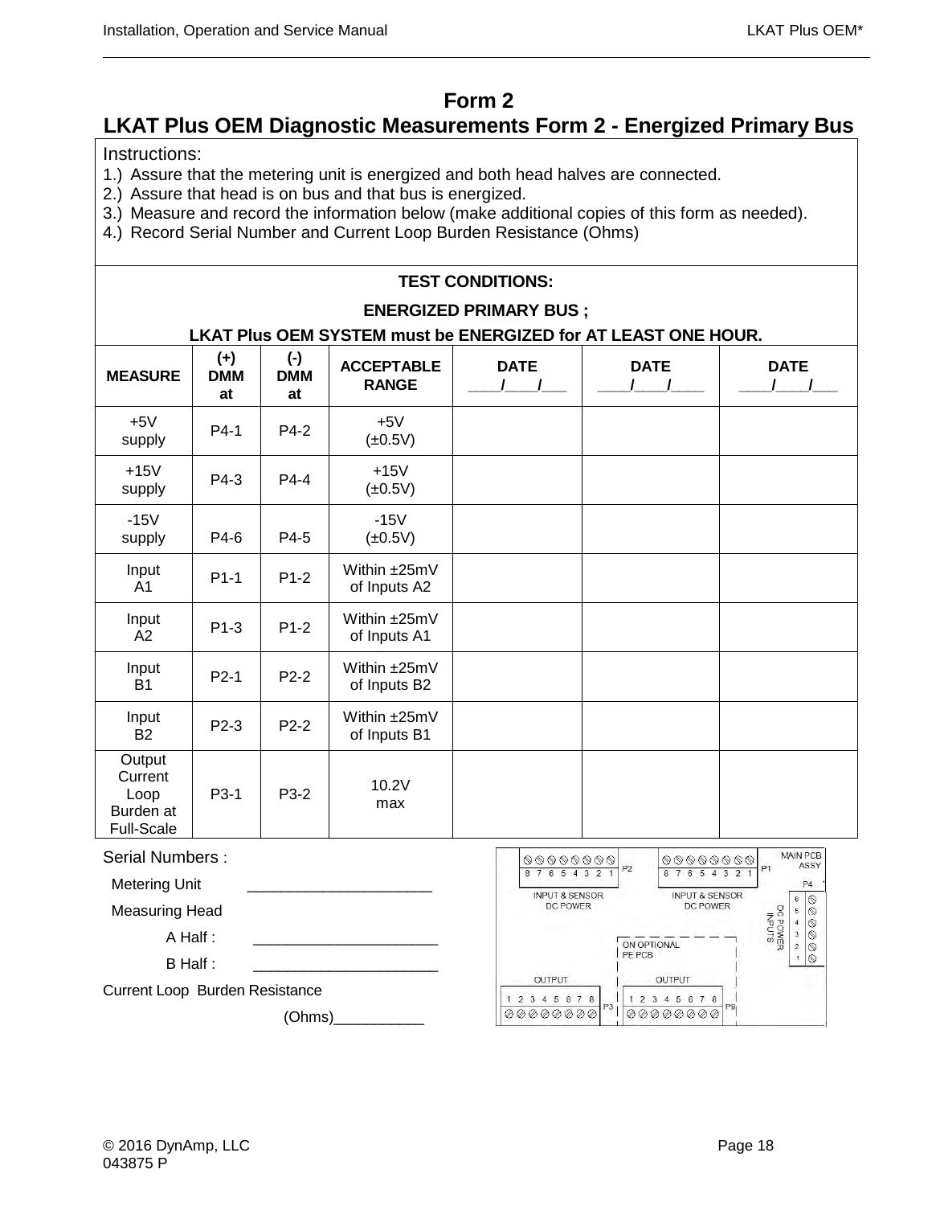# Form 2

## LKAT Plus OEM Diagnostic Measurements Form 2 - Energized Primary Bus

Instructions:

1.) Assure that the metering unit is energized and both head halves are connected.
2.) Assure that head is on bus and that bus is energized.
3.) Measure and record the information below (make additional copies of this form as needed).
4.) Record Serial Number and Current Loop Burden Resistance (Ohms)

**TEST CONDITIONS:**

**ENERGIZED PRIMARY BUS ;**

**LKAT Plus OEM SYSTEM must be ENERGIZED for AT LEAST ONE HOUR.**

| MEASURE | (+) DMM at | (-) DMM at | ACCEPTABLE RANGE | DATE ___/___/___ | DATE ___/___/___ | DATE ___/___/___ |
|---|---|---|---|---|---|---|
| +5V supply | P4-1 | P4-2 | +5V (±0.5V) | | | |
| +15V supply | P4-3 | P4-4 | +15V (±0.5V) | | | |
| -15V supply | P4-6 | P4-5 | -15V (±0.5V) | | | |
| Input A1 | P1-1 | P1-2 | Within ±25mV of Inputs A2 | | | |
| Input A2 | P1-3 | P1-2 | Within ±25mV of Inputs A1 | | | |
| Input B1 | P2-1 | P2-2 | Within ±25mV of Inputs B2 | | | |
| Input B2 | P2-3 | P2-2 | Within ±25mV of Inputs B1 | | | |
| Output Current Loop Burden at Full-Scale | P3-1 | P3-2 | 10.2V max | | | |

Serial Numbers :

Metering Unit ______________________

Measuring Head

A Half : ______________________

B Half : ______________________

Current Loop Burden Resistance

(Ohms)___________

MAIN PCB ASSY

P2: 8 7 6 5 4 3 2 1 — INPUT & SENSOR DC POWER

P1: 8 7 6 5 4 3 2 1 — INPUT & SENSOR DC POWER

P4: 6 5 4 3 2 1 — DC POWER INPUTS

ON OPTIONAL PE PCB

P3: OUTPUT 1 2 3 4 5 6 7 8

P9: OUTPUT 1 2 3 4 5 6 7 8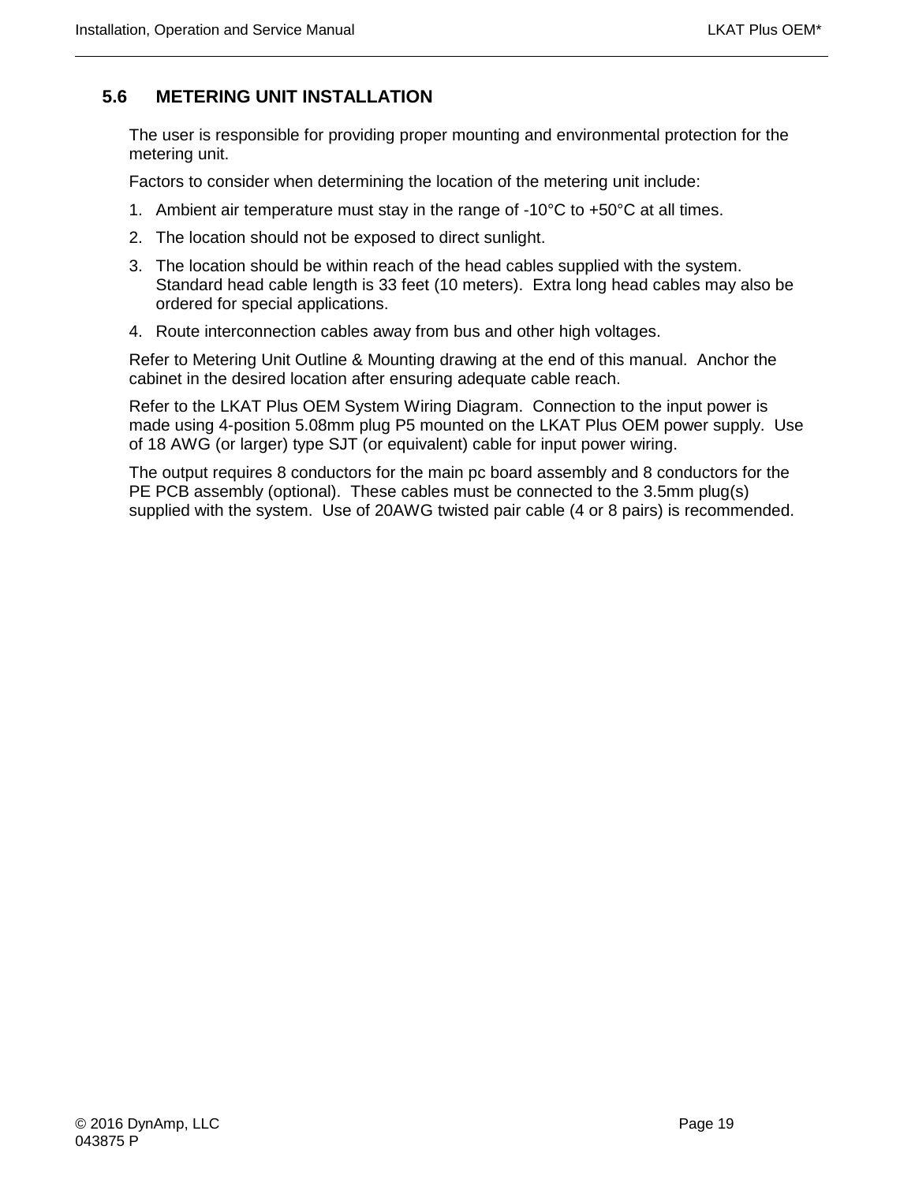## 5.6 METERING UNIT INSTALLATION

The user is responsible for providing proper mounting and environmental protection for the metering unit.

Factors to consider when determining the location of the metering unit include:

1. Ambient air temperature must stay in the range of -10°C to +50°C at all times.
2. The location should not be exposed to direct sunlight.
3. The location should be within reach of the head cables supplied with the system. Standard head cable length is 33 feet (10 meters). Extra long head cables may also be ordered for special applications.
4. Route interconnection cables away from bus and other high voltages.

Refer to Metering Unit Outline & Mounting drawing at the end of this manual. Anchor the cabinet in the desired location after ensuring adequate cable reach.

Refer to the LKAT Plus OEM System Wiring Diagram. Connection to the input power is made using 4-position 5.08mm plug P5 mounted on the LKAT Plus OEM power supply. Use of 18 AWG (or larger) type SJT (or equivalent) cable for input power wiring.

The output requires 8 conductors for the main pc board assembly and 8 conductors for the PE PCB assembly (optional). These cables must be connected to the 3.5mm plug(s) supplied with the system. Use of 20AWG twisted pair cable (4 or 8 pairs) is recommended.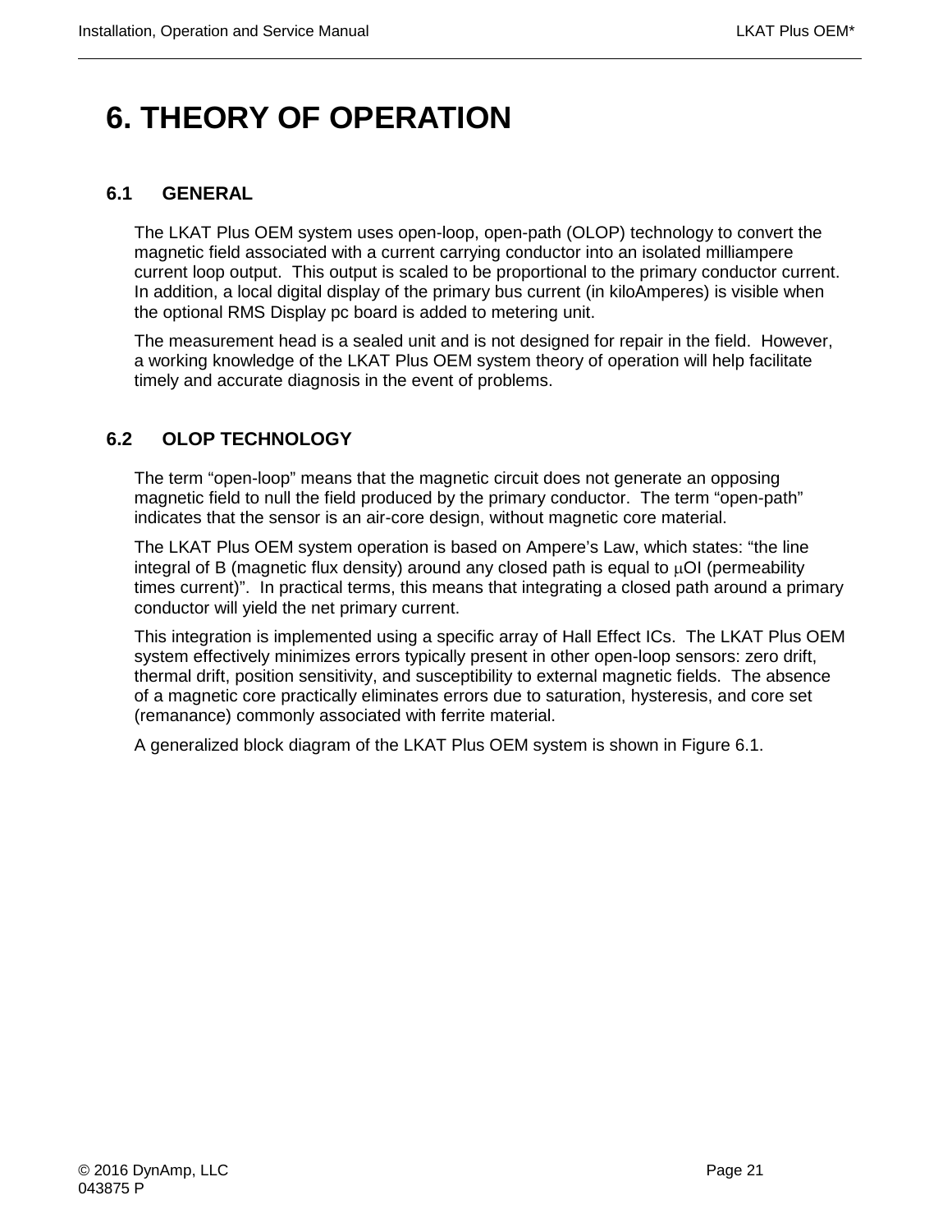# 6. THEORY OF OPERATION

## 6.1 GENERAL

The LKAT Plus OEM system uses open-loop, open-path (OLOP) technology to convert the magnetic field associated with a current carrying conductor into an isolated milliampere current loop output. This output is scaled to be proportional to the primary conductor current. In addition, a local digital display of the primary bus current (in kiloAmperes) is visible when the optional RMS Display pc board is added to metering unit.

The measurement head is a sealed unit and is not designed for repair in the field. However, a working knowledge of the LKAT Plus OEM system theory of operation will help facilitate timely and accurate diagnosis in the event of problems.

## 6.2 OLOP TECHNOLOGY

The term “open-loop” means that the magnetic circuit does not generate an opposing magnetic field to null the field produced by the primary conductor. The term “open-path” indicates that the sensor is an air-core design, without magnetic core material.

The LKAT Plus OEM system operation is based on Ampere’s Law, which states: “the line integral of B (magnetic flux density) around any closed path is equal to $\mu$OI (permeability times current)”. In practical terms, this means that integrating a closed path around a primary conductor will yield the net primary current.

This integration is implemented using a specific array of Hall Effect ICs. The LKAT Plus OEM system effectively minimizes errors typically present in other open-loop sensors: zero drift, thermal drift, position sensitivity, and susceptibility to external magnetic fields. The absence of a magnetic core practically eliminates errors due to saturation, hysteresis, and core set (remanance) commonly associated with ferrite material.

A generalized block diagram of the LKAT Plus OEM system is shown in Figure 6.1.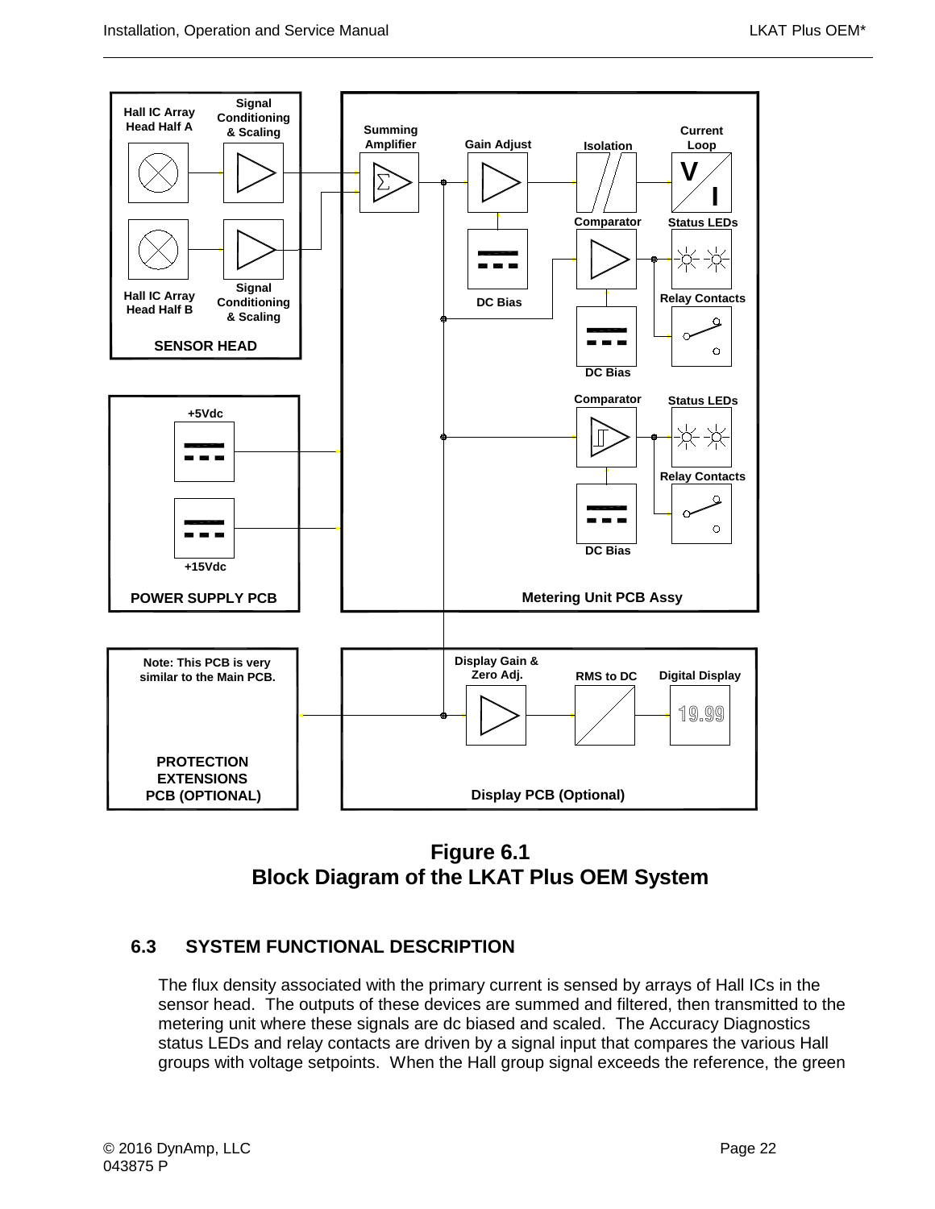**Figure 6.1**
**Block Diagram of the LKAT Plus OEM System**

## 6.3 SYSTEM FUNCTIONAL DESCRIPTION

The flux density associated with the primary current is sensed by arrays of Hall ICs in the sensor head. The outputs of these devices are summed and filtered, then transmitted to the metering unit where these signals are dc biased and scaled. The Accuracy Diagnostics status LEDs and relay contacts are driven by a signal input that compares the various Hall groups with voltage setpoints. When the Hall group signal exceeds the reference, the green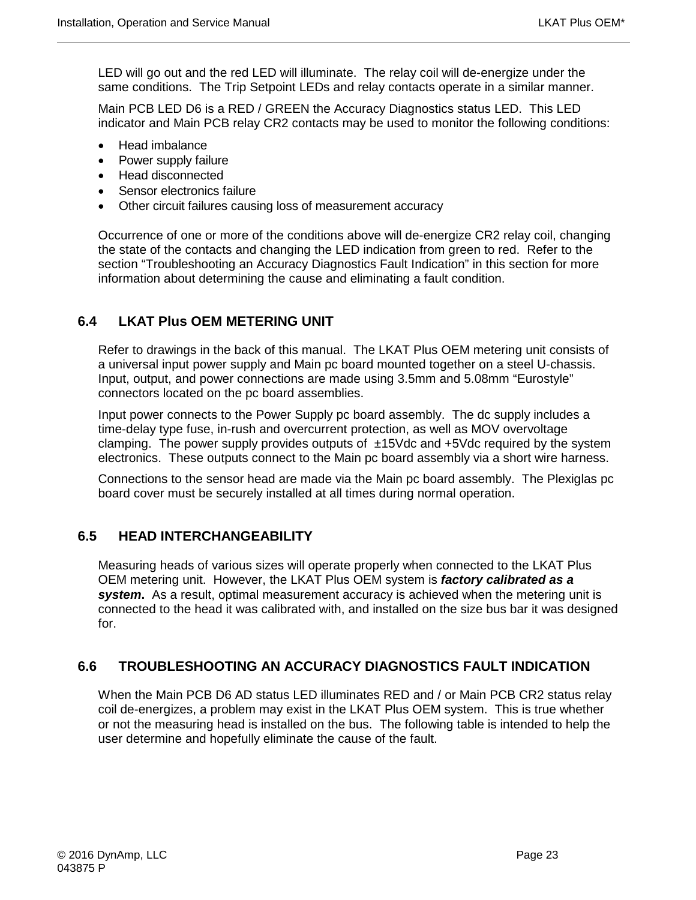LED will go out and the red LED will illuminate. The relay coil will de-energize under the same conditions. The Trip Setpoint LEDs and relay contacts operate in a similar manner.

Main PCB LED D6 is a RED / GREEN the Accuracy Diagnostics status LED. This LED indicator and Main PCB relay CR2 contacts may be used to monitor the following conditions:

- Head imbalance
- Power supply failure
- Head disconnected
- Sensor electronics failure
- Other circuit failures causing loss of measurement accuracy

Occurrence of one or more of the conditions above will de-energize CR2 relay coil, changing the state of the contacts and changing the LED indication from green to red. Refer to the section "Troubleshooting an Accuracy Diagnostics Fault Indication" in this section for more information about determining the cause and eliminating a fault condition.

## 6.4 LKAT Plus OEM METERING UNIT

Refer to drawings in the back of this manual. The LKAT Plus OEM metering unit consists of a universal input power supply and Main pc board mounted together on a steel U-chassis. Input, output, and power connections are made using 3.5mm and 5.08mm "Eurostyle" connectors located on the pc board assemblies.

Input power connects to the Power Supply pc board assembly. The dc supply includes a time-delay type fuse, in-rush and overcurrent protection, as well as MOV overvoltage clamping. The power supply provides outputs of ±15Vdc and +5Vdc required by the system electronics. These outputs connect to the Main pc board assembly via a short wire harness.

Connections to the sensor head are made via the Main pc board assembly. The Plexiglas pc board cover must be securely installed at all times during normal operation.

## 6.5 HEAD INTERCHANGEABILITY

Measuring heads of various sizes will operate properly when connected to the LKAT Plus OEM metering unit. However, the LKAT Plus OEM system is ***factory calibrated as a system***. As a result, optimal measurement accuracy is achieved when the metering unit is connected to the head it was calibrated with, and installed on the size bus bar it was designed for.

## 6.6 TROUBLESHOOTING AN ACCURACY DIAGNOSTICS FAULT INDICATION

When the Main PCB D6 AD status LED illuminates RED and / or Main PCB CR2 status relay coil de-energizes, a problem may exist in the LKAT Plus OEM system. This is true whether or not the measuring head is installed on the bus. The following table is intended to help the user determine and hopefully eliminate the cause of the fault.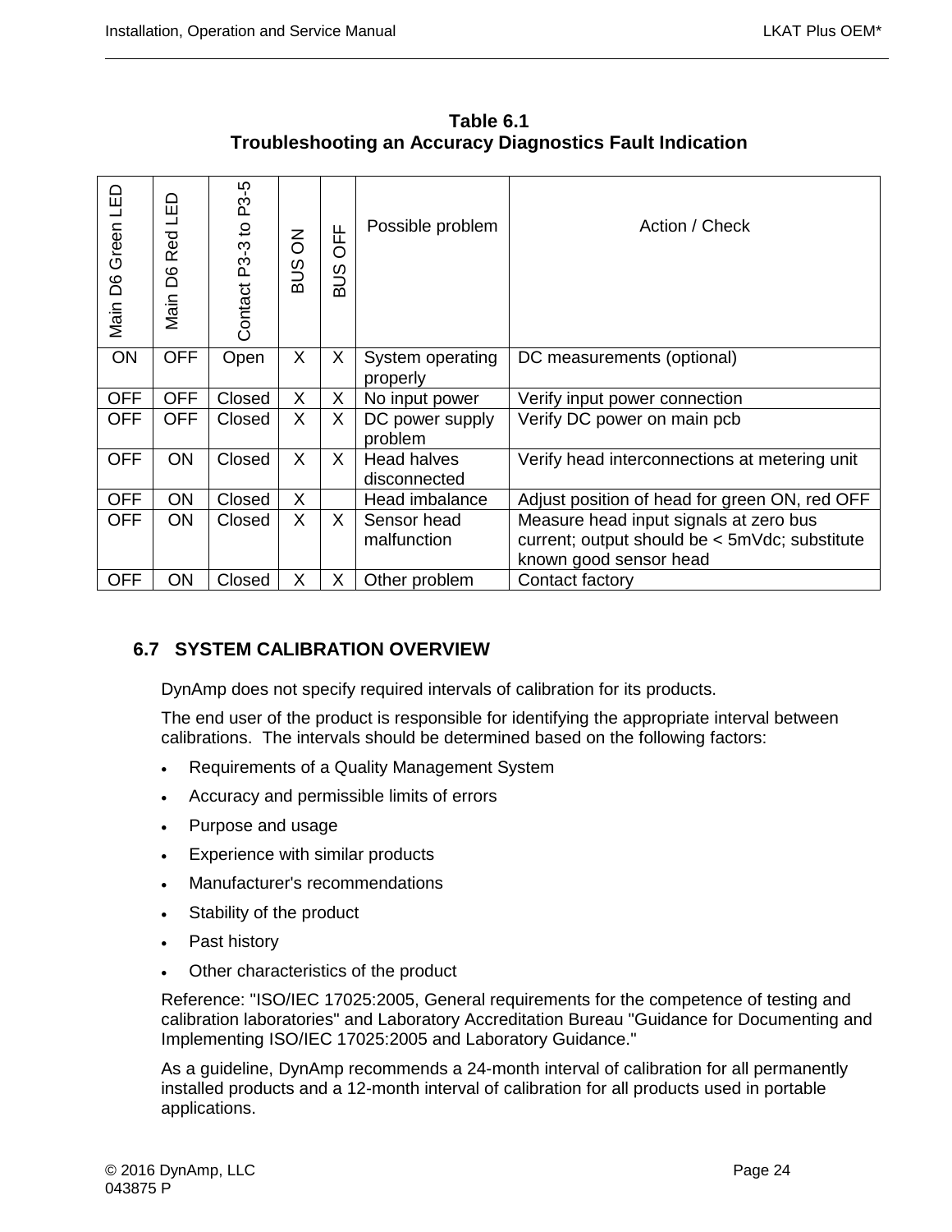**Table 6.1**
**Troubleshooting an Accuracy Diagnostics Fault Indication**

| Main D6 Green LED | Main D6 Red LED | Contact P3-3 to P3-5 | BUS ON | BUS OFF | Possible problem | Action / Check |
|---|---|---|---|---|---|---|
| ON | OFF | Open | X | X | System operating properly | DC measurements (optional) |
| OFF | OFF | Closed | X | X | No input power | Verify input power connection |
| OFF | OFF | Closed | X | X | DC power supply problem | Verify DC power on main pcb |
| OFF | ON | Closed | X | X | Head halves disconnected | Verify head interconnections at metering unit |
| OFF | ON | Closed | X | | Head imbalance | Adjust position of head for green ON, red OFF |
| OFF | ON | Closed | X | X | Sensor head malfunction | Measure head input signals at zero bus current; output should be < 5mVdc; substitute known good sensor head |
| OFF | ON | Closed | X | X | Other problem | Contact factory |

## 6.7 SYSTEM CALIBRATION OVERVIEW

DynAmp does not specify required intervals of calibration for its products.

The end user of the product is responsible for identifying the appropriate interval between calibrations. The intervals should be determined based on the following factors:

- Requirements of a Quality Management System
- Accuracy and permissible limits of errors
- Purpose and usage
- Experience with similar products
- Manufacturer's recommendations
- Stability of the product
- Past history
- Other characteristics of the product

Reference: "ISO/IEC 17025:2005, General requirements for the competence of testing and calibration laboratories" and Laboratory Accreditation Bureau "Guidance for Documenting and Implementing ISO/IEC 17025:2005 and Laboratory Guidance."

As a guideline, DynAmp recommends a 24-month interval of calibration for all permanently installed products and a 12-month interval of calibration for all products used in portable applications.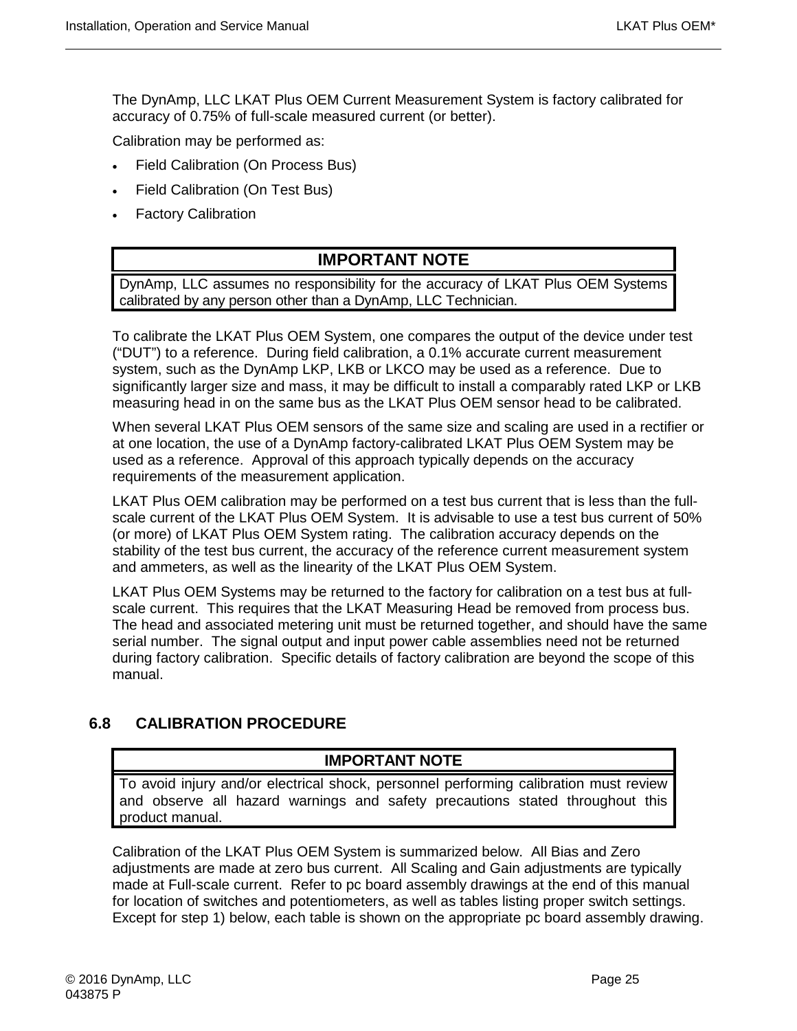The DynAmp, LLC LKAT Plus OEM Current Measurement System is factory calibrated for accuracy of 0.75% of full-scale measured current (or better).

Calibration may be performed as:

- Field Calibration (On Process Bus)
- Field Calibration (On Test Bus)
- Factory Calibration

| IMPORTANT NOTE |
| --- |
| DynAmp, LLC assumes no responsibility for the accuracy of LKAT Plus OEM Systems calibrated by any person other than a DynAmp, LLC Technician. |

To calibrate the LKAT Plus OEM System, one compares the output of the device under test ("DUT") to a reference. During field calibration, a 0.1% accurate current measurement system, such as the DynAmp LKP, LKB or LKCO may be used as a reference. Due to significantly larger size and mass, it may be difficult to install a comparably rated LKP or LKB measuring head in on the same bus as the LKAT Plus OEM sensor head to be calibrated.

When several LKAT Plus OEM sensors of the same size and scaling are used in a rectifier or at one location, the use of a DynAmp factory-calibrated LKAT Plus OEM System may be used as a reference. Approval of this approach typically depends on the accuracy requirements of the measurement application.

LKAT Plus OEM calibration may be performed on a test bus current that is less than the full-scale current of the LKAT Plus OEM System. It is advisable to use a test bus current of 50% (or more) of LKAT Plus OEM System rating. The calibration accuracy depends on the stability of the test bus current, the accuracy of the reference current measurement system and ammeters, as well as the linearity of the LKAT Plus OEM System.

LKAT Plus OEM Systems may be returned to the factory for calibration on a test bus at full-scale current. This requires that the LKAT Measuring Head be removed from process bus. The head and associated metering unit must be returned together, and should have the same serial number. The signal output and input power cable assemblies need not be returned during factory calibration. Specific details of factory calibration are beyond the scope of this manual.

## 6.8 CALIBRATION PROCEDURE

| IMPORTANT NOTE |
| --- |
| To avoid injury and/or electrical shock, personnel performing calibration must review and observe all hazard warnings and safety precautions stated throughout this product manual. |

Calibration of the LKAT Plus OEM System is summarized below. All Bias and Zero adjustments are made at zero bus current. All Scaling and Gain adjustments are typically made at Full-scale current. Refer to pc board assembly drawings at the end of this manual for location of switches and potentiometers, as well as tables listing proper switch settings. Except for step 1) below, each table is shown on the appropriate pc board assembly drawing.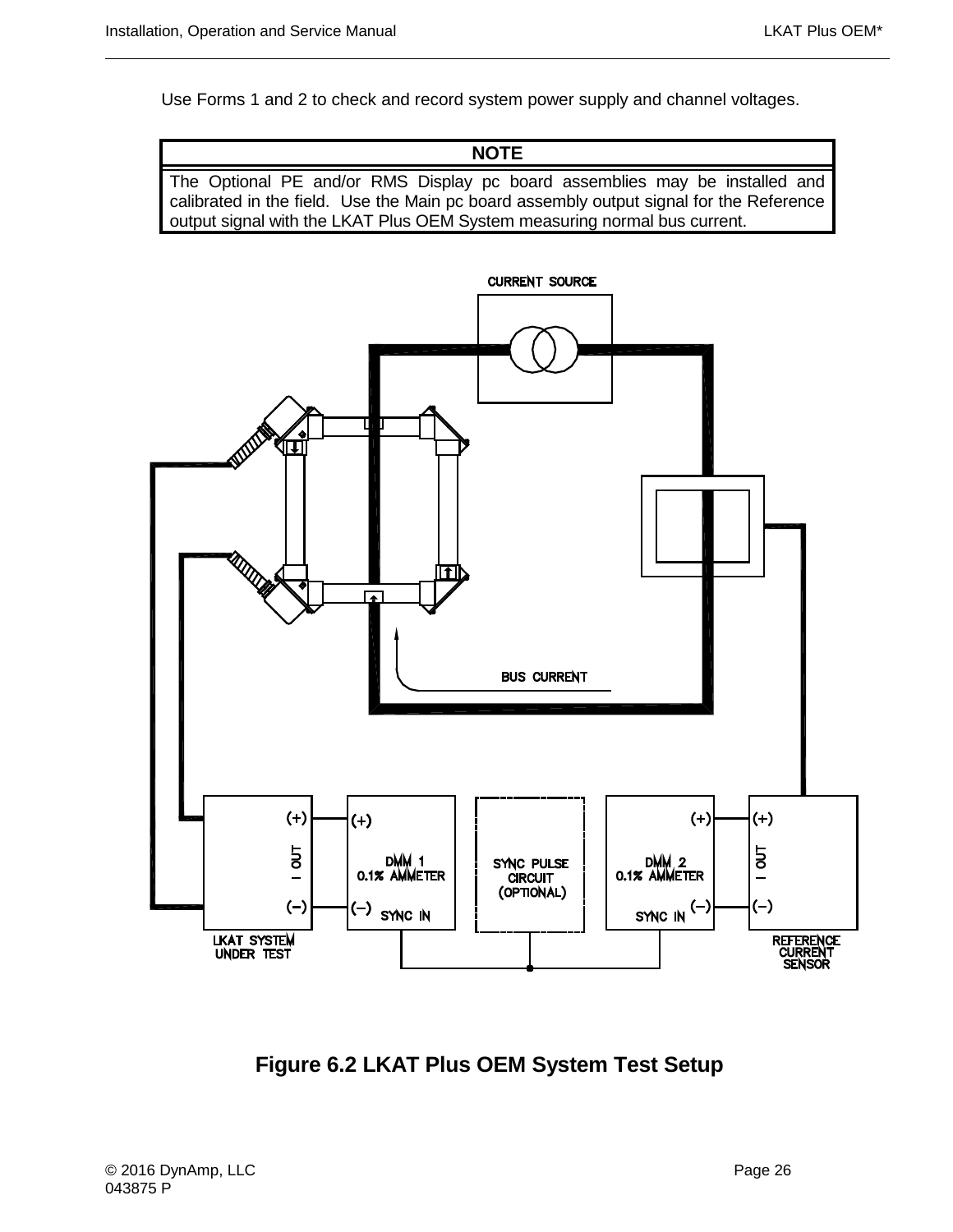Use Forms 1 and 2 to check and record system power supply and channel voltages.

| NOTE |
| --- |
| The Optional PE and/or RMS Display pc board assemblies may be installed and calibrated in the field. Use the Main pc board assembly output signal for the Reference output signal with the LKAT Plus OEM System measuring normal bus current. |

**Figure 6.2 LKAT Plus OEM System Test Setup**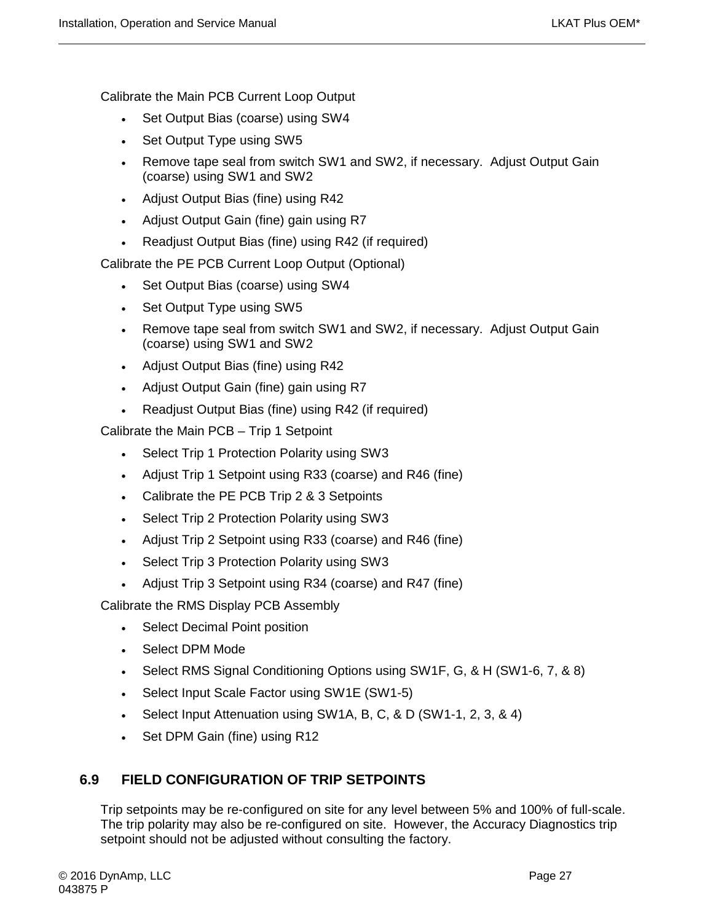Calibrate the Main PCB Current Loop Output

- Set Output Bias (coarse) using SW4
- Set Output Type using SW5
- Remove tape seal from switch SW1 and SW2, if necessary. Adjust Output Gain (coarse) using SW1 and SW2
- Adjust Output Bias (fine) using R42
- Adjust Output Gain (fine) gain using R7
- Readjust Output Bias (fine) using R42 (if required)

Calibrate the PE PCB Current Loop Output (Optional)

- Set Output Bias (coarse) using SW4
- Set Output Type using SW5
- Remove tape seal from switch SW1 and SW2, if necessary. Adjust Output Gain (coarse) using SW1 and SW2
- Adjust Output Bias (fine) using R42
- Adjust Output Gain (fine) gain using R7
- Readjust Output Bias (fine) using R42 (if required)

Calibrate the Main PCB – Trip 1 Setpoint

- Select Trip 1 Protection Polarity using SW3
- Adjust Trip 1 Setpoint using R33 (coarse) and R46 (fine)
- Calibrate the PE PCB Trip 2 & 3 Setpoints
- Select Trip 2 Protection Polarity using SW3
- Adjust Trip 2 Setpoint using R33 (coarse) and R46 (fine)
- Select Trip 3 Protection Polarity using SW3
- Adjust Trip 3 Setpoint using R34 (coarse) and R47 (fine)

Calibrate the RMS Display PCB Assembly

- Select Decimal Point position
- Select DPM Mode
- Select RMS Signal Conditioning Options using SW1F, G, & H (SW1-6, 7, & 8)
- Select Input Scale Factor using SW1E (SW1-5)
- Select Input Attenuation using SW1A, B, C, & D (SW1-1, 2, 3, & 4)
- Set DPM Gain (fine) using R12

## 6.9 FIELD CONFIGURATION OF TRIP SETPOINTS

Trip setpoints may be re-configured on site for any level between 5% and 100% of full-scale. The trip polarity may also be re-configured on site. However, the Accuracy Diagnostics trip setpoint should not be adjusted without consulting the factory.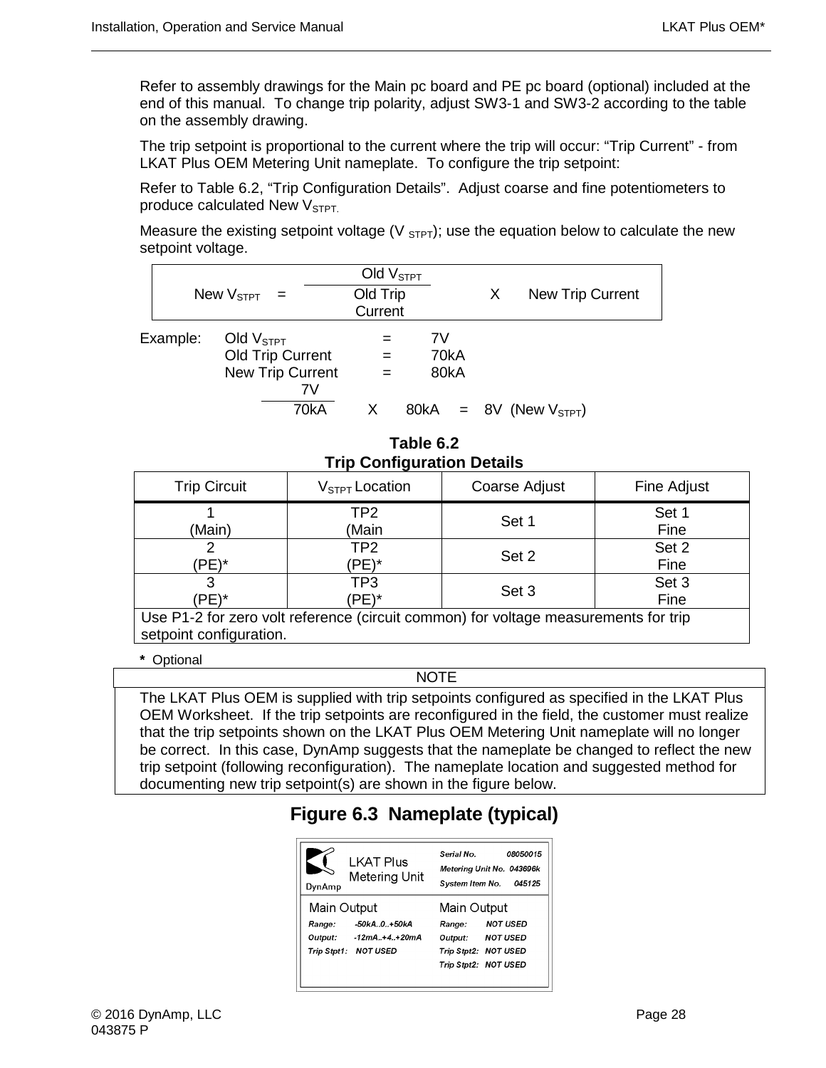Refer to assembly drawings for the Main pc board and PE pc board (optional) included at the end of this manual. To change trip polarity, adjust SW3-1 and SW3-2 according to the table on the assembly drawing.

The trip setpoint is proportional to the current where the trip will occur: "Trip Current" - from LKAT Plus OEM Metering Unit nameplate. To configure the trip setpoint:

Refer to Table 6.2, "Trip Configuration Details". Adjust coarse and fine potentiometers to produce calculated New $V_{STPT}$.

Measure the existing setpoint voltage ($V_{STPT}$); use the equation below to calculate the new setpoint voltage.

$$\text{New } V_{STPT} = \frac{\text{Old } V_{STPT}}{\text{Old Trip Current}} \times \text{New Trip Current}$$

Example:
- Old $V_{STPT}$ = 7V
- Old Trip Current = 70kA
- New Trip Current = 80kA

$$\frac{7V}{70kA} \times 80kA = 8V \text{ (New } V_{STPT}\text{)}$$

**Table 6.2**
**Trip Configuration Details**

| Trip Circuit | $V_{STPT}$ Location | Coarse Adjust | Fine Adjust |
|---|---|---|---|
| 1 (Main) | TP2 (Main | Set 1 | Set 1 Fine |
| 2 (PE)* | TP2 (PE)* | Set 2 | Set 2 Fine |
| 3 (PE)* | TP3 (PE)* | Set 3 | Set 3 Fine |
| Use P1-2 for zero volt reference (circuit common) for voltage measurements for trip setpoint configuration. | | | |

**\*** Optional

| NOTE |
|---|
| The LKAT Plus OEM is supplied with trip setpoints configured as specified in the LKAT Plus OEM Worksheet. If the trip setpoints are reconfigured in the field, the customer must realize that the trip setpoints shown on the LKAT Plus OEM Metering Unit nameplate will no longer be correct. In this case, DynAmp suggests that the nameplate be changed to reflect the new trip setpoint (following reconfiguration). The nameplate location and suggested method for documenting new trip setpoint(s) are shown in the figure below. |

## Figure 6.3 Nameplate (typical)

DynAmp — LKAT Plus Metering Unit

Serial No. 08050015
Metering Unit No. 043696k
System Item No. 045125

| Main Output | | Main Output | |
|---|---|---|---|
| Range: | -50kA..0..+50kA | Range: | NOT USED |
| Output: | -12mA..+4..+20mA | Output: | NOT USED |
| Trip Stpt1: | NOT USED | Trip Stpt2: | NOT USED |
| | | Trip Stpt2: | NOT USED |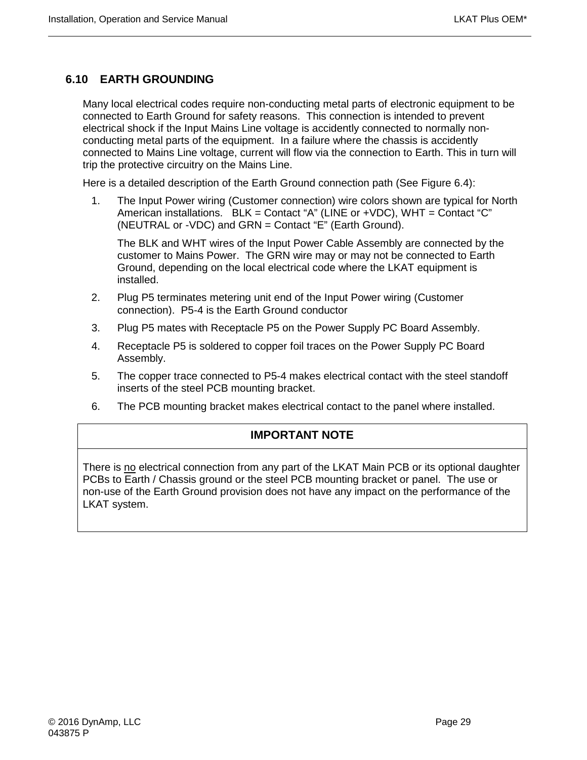## 6.10 EARTH GROUNDING

Many local electrical codes require non-conducting metal parts of electronic equipment to be connected to Earth Ground for safety reasons. This connection is intended to prevent electrical shock if the Input Mains Line voltage is accidently connected to normally non-conducting metal parts of the equipment. In a failure where the chassis is accidently connected to Mains Line voltage, current will flow via the connection to Earth. This in turn will trip the protective circuitry on the Mains Line.

Here is a detailed description of the Earth Ground connection path (See Figure 6.4):

1. The Input Power wiring (Customer connection) wire colors shown are typical for North American installations. BLK = Contact “A” (LINE or +VDC), WHT = Contact “C” (NEUTRAL or -VDC) and GRN = Contact “E” (Earth Ground).

   The BLK and WHT wires of the Input Power Cable Assembly are connected by the customer to Mains Power. The GRN wire may or may not be connected to Earth Ground, depending on the local electrical code where the LKAT equipment is installed.

2. Plug P5 terminates metering unit end of the Input Power wiring (Customer connection). P5-4 is the Earth Ground conductor
3. Plug P5 mates with Receptacle P5 on the Power Supply PC Board Assembly.
4. Receptacle P5 is soldered to copper foil traces on the Power Supply PC Board Assembly.
5. The copper trace connected to P5-4 makes electrical contact with the steel standoff inserts of the steel PCB mounting bracket.
6. The PCB mounting bracket makes electrical contact to the panel where installed.

| IMPORTANT NOTE |
| --- |
| There is <u>no</u> electrical connection from any part of the LKAT Main PCB or its optional daughter PCBs to Earth / Chassis ground or the steel PCB mounting bracket or panel. The use or non-use of the Earth Ground provision does not have any impact on the performance of the LKAT system. |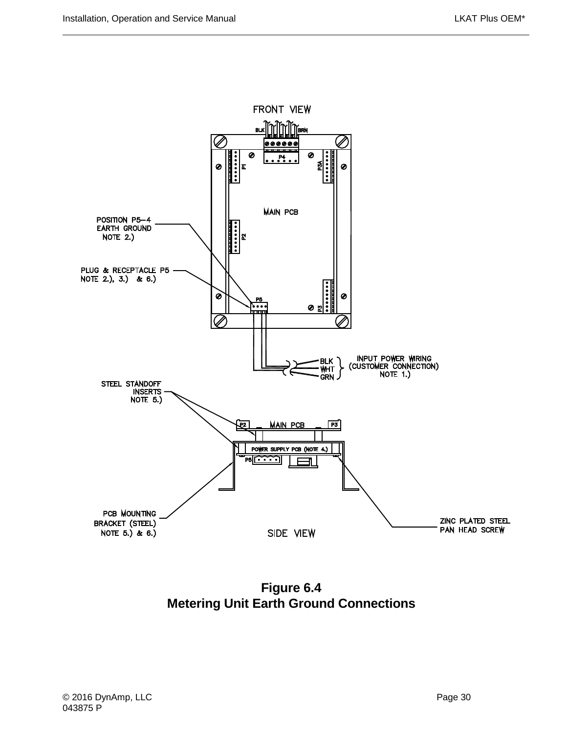FRONT VIEW

BLK BRN

P4

P1

P3A

MAIN PCB

POSITION P5—4
EARTH GROUND
NOTE 2.)

P2

PLUG & RECEPTACLE P5
NOTE 2.), 3.) & 6.)

P5

P3

BLK
WHT
GRN

INPUT POWER WIRING
(CUSTOMER CONNECTION)
NOTE 1.)

STEEL STANDOFF
INSERTS
NOTE 5.)

P2 MAIN PCB P3

POWER SUPPLY PCB (NOTE 4.)

P5

PCB MOUNTING
BRACKET (STEEL)
NOTE 5.) & 6.)

SIDE VIEW

ZINC PLATED STEEL
PAN HEAD SCREW

**Figure 6.4**
**Metering Unit Earth Ground Connections**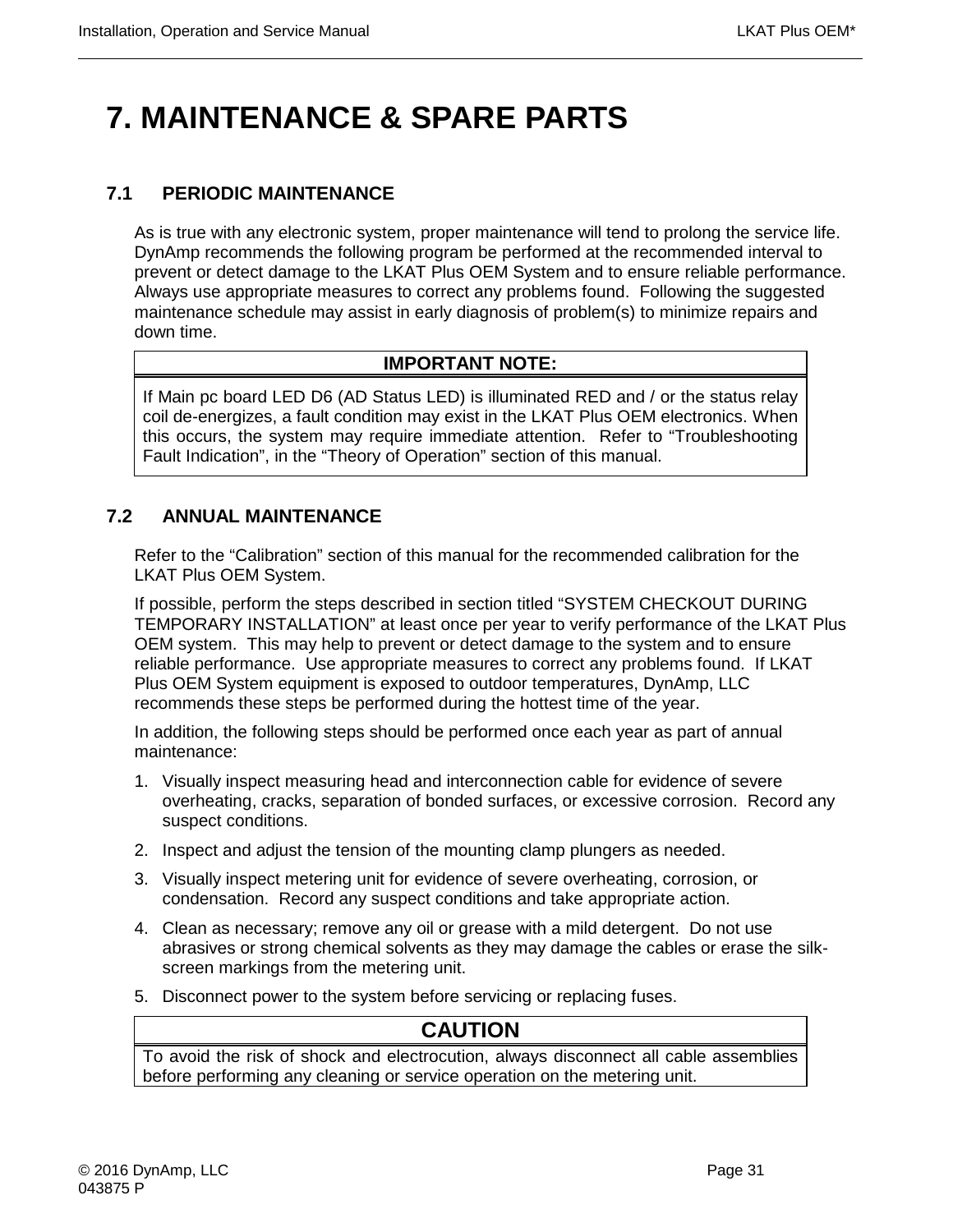# 7. MAINTENANCE & SPARE PARTS

## 7.1 PERIODIC MAINTENANCE

As is true with any electronic system, proper maintenance will tend to prolong the service life. DynAmp recommends the following program be performed at the recommended interval to prevent or detect damage to the LKAT Plus OEM System and to ensure reliable performance. Always use appropriate measures to correct any problems found. Following the suggested maintenance schedule may assist in early diagnosis of problem(s) to minimize repairs and down time.

| IMPORTANT NOTE: |
|---|
| If Main pc board LED D6 (AD Status LED) is illuminated RED and / or the status relay coil de-energizes, a fault condition may exist in the LKAT Plus OEM electronics. When this occurs, the system may require immediate attention. Refer to "Troubleshooting Fault Indication", in the "Theory of Operation" section of this manual. |

## 7.2 ANNUAL MAINTENANCE

Refer to the "Calibration" section of this manual for the recommended calibration for the LKAT Plus OEM System.

If possible, perform the steps described in section titled "SYSTEM CHECKOUT DURING TEMPORARY INSTALLATION" at least once per year to verify performance of the LKAT Plus OEM system. This may help to prevent or detect damage to the system and to ensure reliable performance. Use appropriate measures to correct any problems found. If LKAT Plus OEM System equipment is exposed to outdoor temperatures, DynAmp, LLC recommends these steps be performed during the hottest time of the year.

In addition, the following steps should be performed once each year as part of annual maintenance:

1. Visually inspect measuring head and interconnection cable for evidence of severe overheating, cracks, separation of bonded surfaces, or excessive corrosion. Record any suspect conditions.
2. Inspect and adjust the tension of the mounting clamp plungers as needed.
3. Visually inspect metering unit for evidence of severe overheating, corrosion, or condensation. Record any suspect conditions and take appropriate action.
4. Clean as necessary; remove any oil or grease with a mild detergent. Do not use abrasives or strong chemical solvents as they may damage the cables or erase the silk-screen markings from the metering unit.
5. Disconnect power to the system before servicing or replacing fuses.

| CAUTION |
|---|
| To avoid the risk of shock and electrocution, always disconnect all cable assemblies before performing any cleaning or service operation on the metering unit. |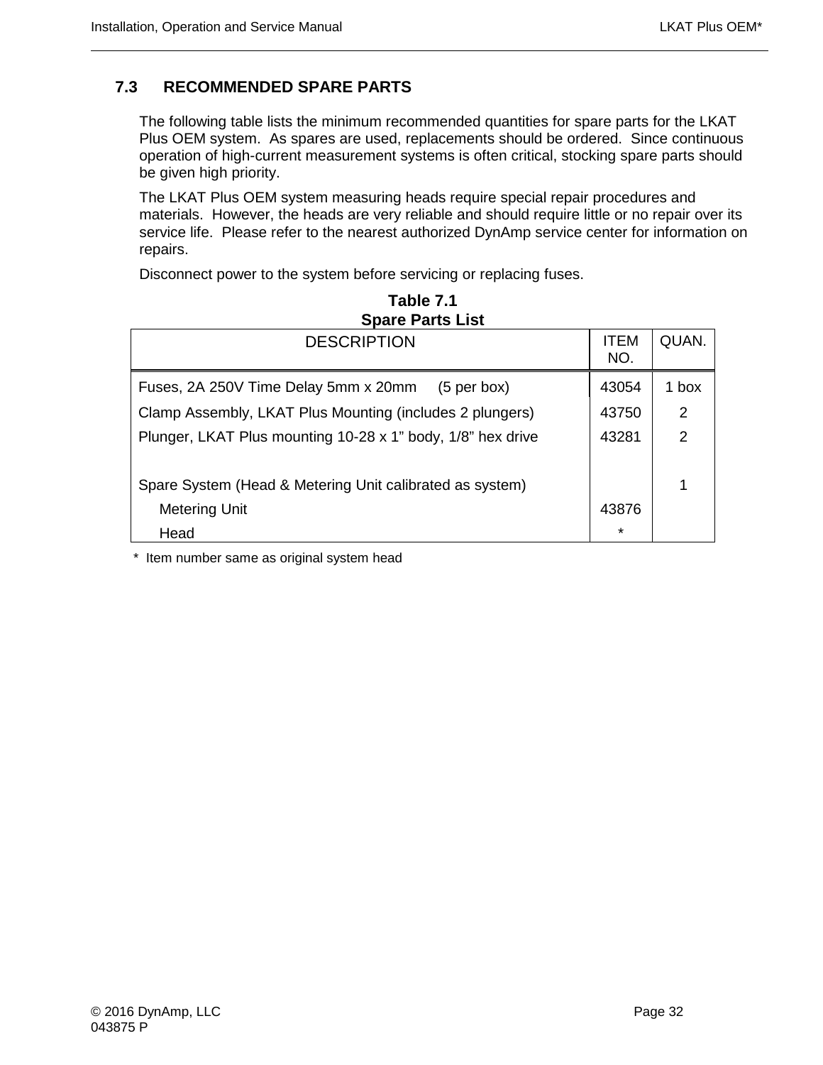## 7.3 RECOMMENDED SPARE PARTS

The following table lists the minimum recommended quantities for spare parts for the LKAT Plus OEM system. As spares are used, replacements should be ordered. Since continuous operation of high-current measurement systems is often critical, stocking spare parts should be given high priority.

The LKAT Plus OEM system measuring heads require special repair procedures and materials. However, the heads are very reliable and should require little or no repair over its service life. Please refer to the nearest authorized DynAmp service center for information on repairs.

Disconnect power to the system before servicing or replacing fuses.

**Table 7.1**
**Spare Parts List**

| DESCRIPTION | ITEM NO. | QUAN. |
|---|---|---|
| Fuses, 2A 250V Time Delay 5mm x 20mm (5 per box) | 43054 | 1 box |
| Clamp Assembly, LKAT Plus Mounting (includes 2 plungers) | 43750 | 2 |
| Plunger, LKAT Plus mounting 10-28 x 1" body, 1/8" hex drive | 43281 | 2 |
| | | |
| Spare System (Head & Metering Unit calibrated as system) | | 1 |
| Metering Unit | 43876 | |
| Head | * | |

\* Item number same as original system head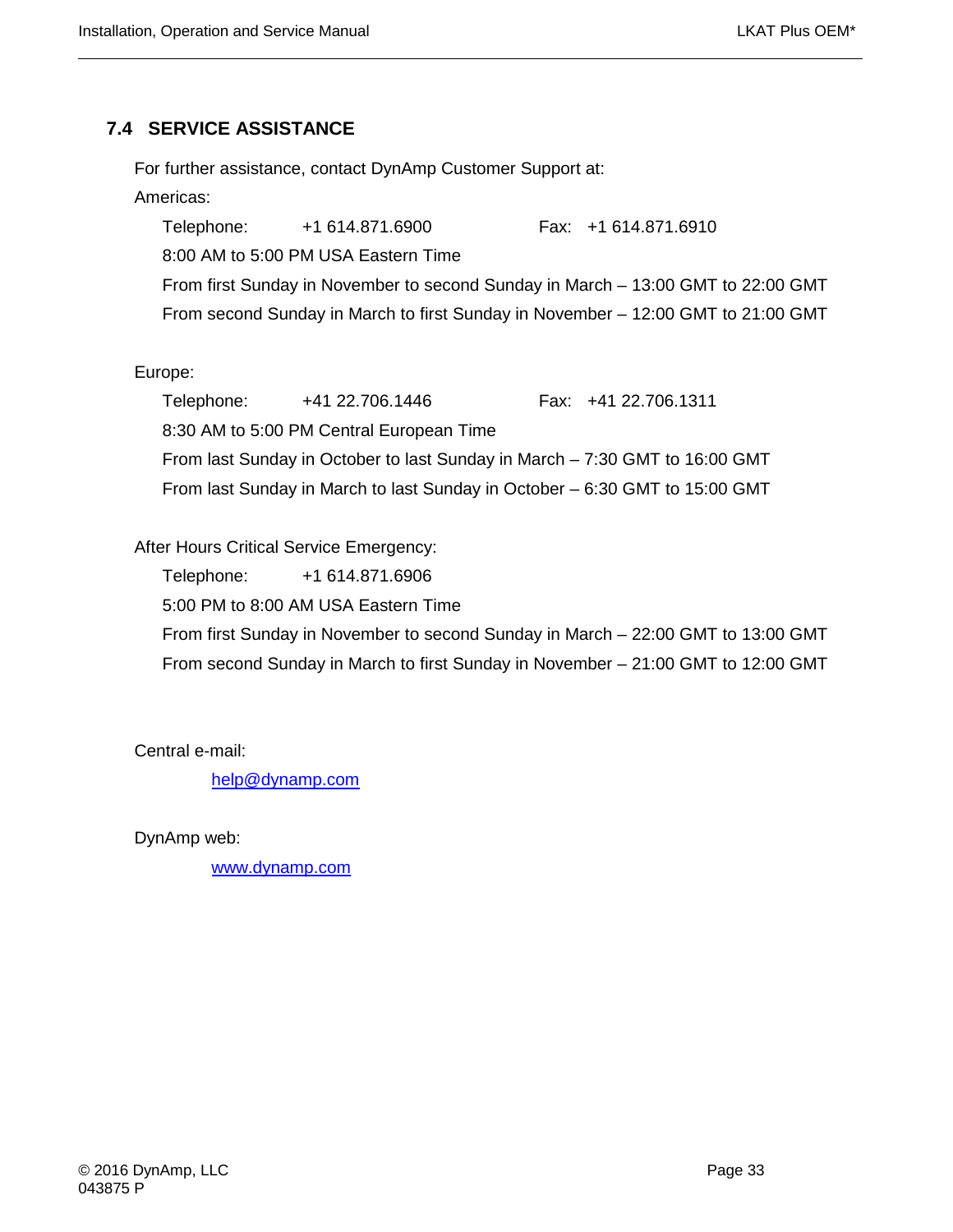## 7.4 SERVICE ASSISTANCE

For further assistance, contact DynAmp Customer Support at:

Americas:

Telephone: +1 614.871.6900 Fax: +1 614.871.6910

8:00 AM to 5:00 PM USA Eastern Time

From first Sunday in November to second Sunday in March – 13:00 GMT to 22:00 GMT

From second Sunday in March to first Sunday in November – 12:00 GMT to 21:00 GMT

Europe:

Telephone: +41 22.706.1446 Fax: +41 22.706.1311

8:30 AM to 5:00 PM Central European Time

From last Sunday in October to last Sunday in March – 7:30 GMT to 16:00 GMT

From last Sunday in March to last Sunday in October – 6:30 GMT to 15:00 GMT

After Hours Critical Service Emergency:

Telephone: +1 614.871.6906

5:00 PM to 8:00 AM USA Eastern Time

From first Sunday in November to second Sunday in March – 22:00 GMT to 13:00 GMT

From second Sunday in March to first Sunday in November – 21:00 GMT to 12:00 GMT

Central e-mail:

help@dynamp.com

DynAmp web:

www.dynamp.com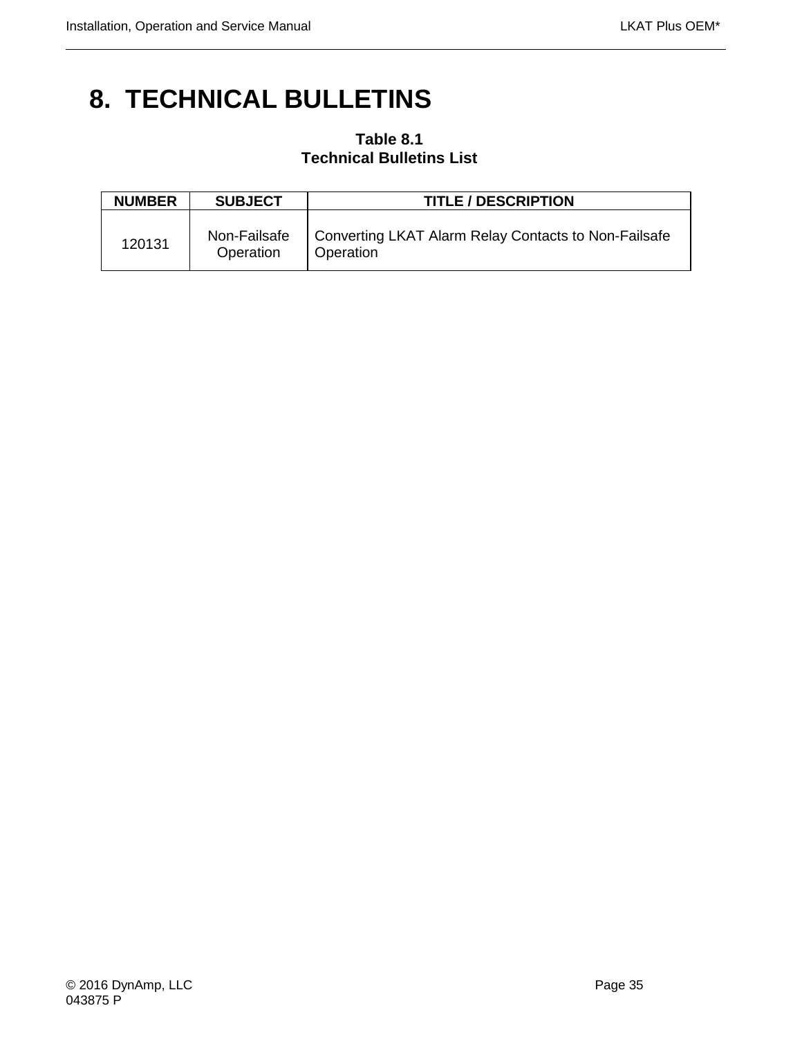# 8. TECHNICAL BULLETINS

**Table 8.1**
**Technical Bulletins List**

| NUMBER | SUBJECT | TITLE / DESCRIPTION |
|---|---|---|
| 120131 | Non-Failsafe Operation | Converting LKAT Alarm Relay Contacts to Non-Failsafe Operation |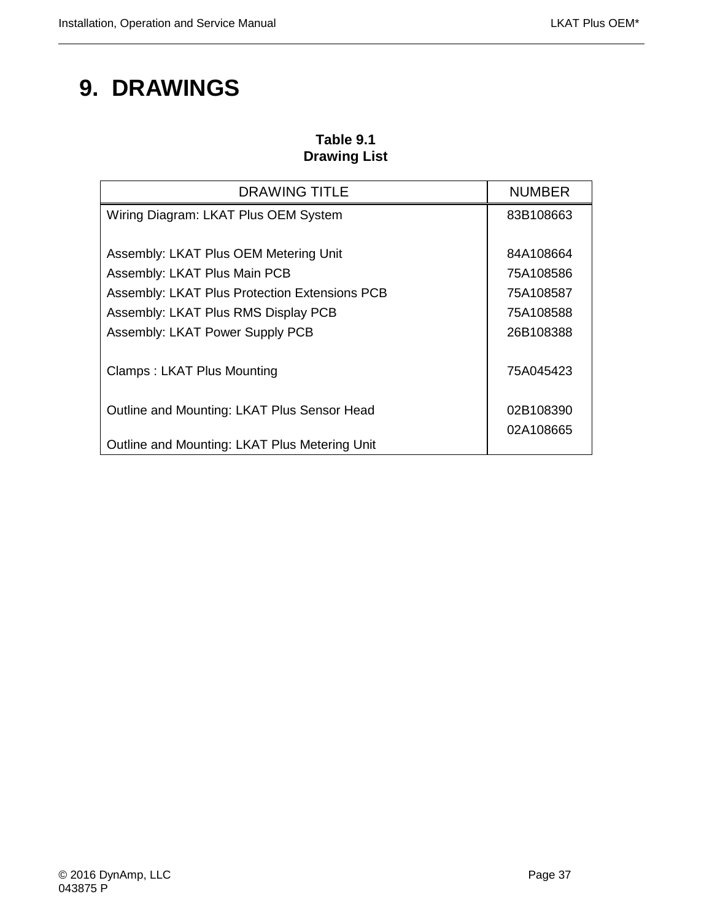# 9. DRAWINGS

**Table 9.1**
**Drawing List**

| DRAWING TITLE | NUMBER |
|---|---|
| Wiring Diagram: LKAT Plus OEM System | 83B108663 |
| Assembly: LKAT Plus OEM Metering Unit | 84A108664 |
| Assembly: LKAT Plus Main PCB | 75A108586 |
| Assembly: LKAT Plus Protection Extensions PCB | 75A108587 |
| Assembly: LKAT Plus RMS Display PCB | 75A108588 |
| Assembly: LKAT Power Supply PCB | 26B108388 |
| Clamps : LKAT Plus Mounting | 75A045423 |
| Outline and Mounting: LKAT Plus Sensor Head | 02B108390 |
| Outline and Mounting: LKAT Plus Metering Unit | 02A108665 |